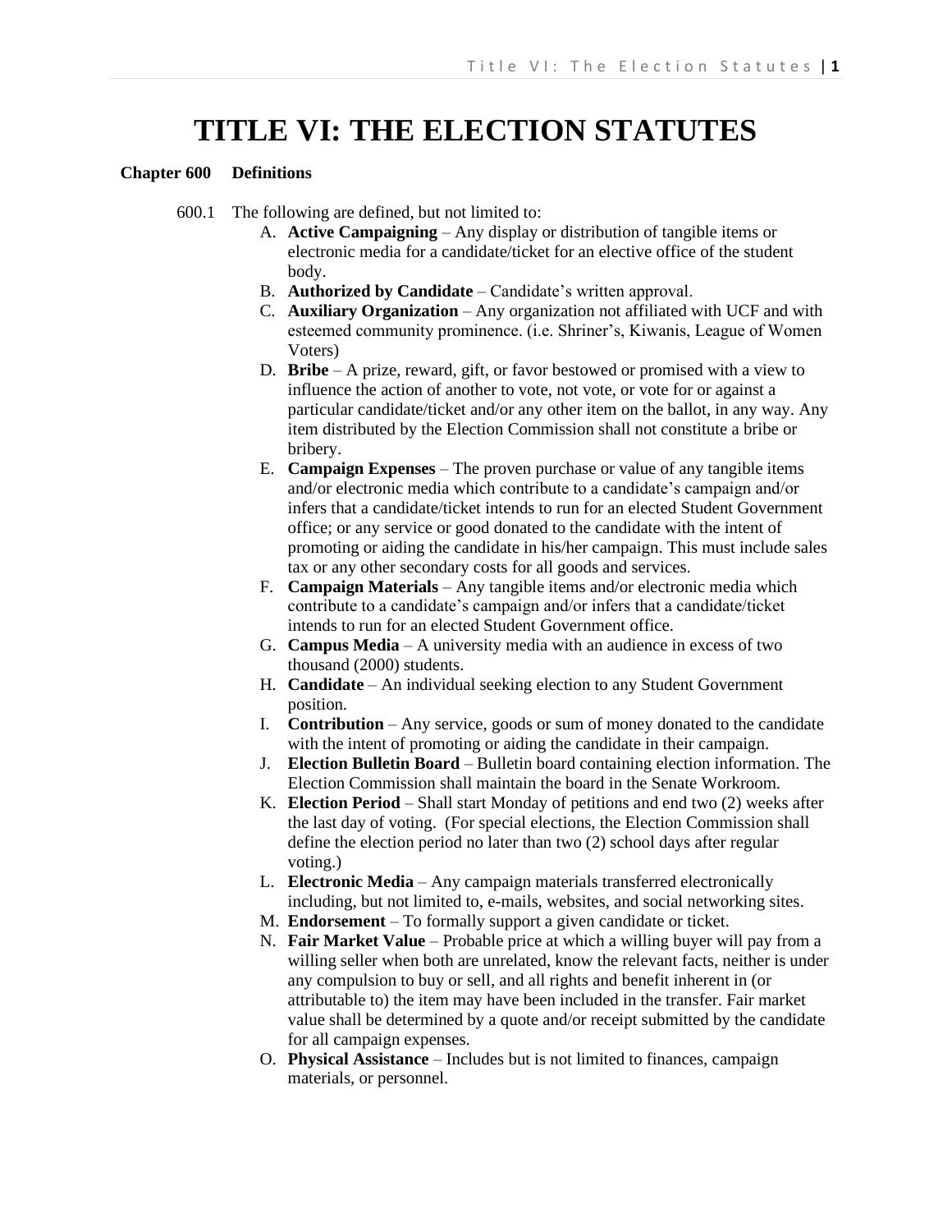# TITLE VI: THE ELECTION STATUTES

**Chapter 600 Definitions**

600.1 The following are defined, but not limited to:

A. **Active Campaigning** – Any display or distribution of tangible items or electronic media for a candidate/ticket for an elective office of the student body.

B. **Authorized by Candidate** – Candidate's written approval.

C. **Auxiliary Organization** – Any organization not affiliated with UCF and with esteemed community prominence. (i.e. Shriner's, Kiwanis, League of Women Voters)

D. **Bribe** – A prize, reward, gift, or favor bestowed or promised with a view to influence the action of another to vote, not vote, or vote for or against a particular candidate/ticket and/or any other item on the ballot, in any way. Any item distributed by the Election Commission shall not constitute a bribe or bribery.

E. **Campaign Expenses** – The proven purchase or value of any tangible items and/or electronic media which contribute to a candidate's campaign and/or infers that a candidate/ticket intends to run for an elected Student Government office; or any service or good donated to the candidate with the intent of promoting or aiding the candidate in his/her campaign. This must include sales tax or any other secondary costs for all goods and services.

F. **Campaign Materials** – Any tangible items and/or electronic media which contribute to a candidate's campaign and/or infers that a candidate/ticket intends to run for an elected Student Government office.

G. **Campus Media** – A university media with an audience in excess of two thousand (2000) students.

H. **Candidate** – An individual seeking election to any Student Government position.

I. **Contribution** – Any service, goods or sum of money donated to the candidate with the intent of promoting or aiding the candidate in their campaign.

J. **Election Bulletin Board** – Bulletin board containing election information. The Election Commission shall maintain the board in the Senate Workroom.

K. **Election Period** – Shall start Monday of petitions and end two (2) weeks after the last day of voting. (For special elections, the Election Commission shall define the election period no later than two (2) school days after regular voting.)

L. **Electronic Media** – Any campaign materials transferred electronically including, but not limited to, e-mails, websites, and social networking sites.

M. **Endorsement** – To formally support a given candidate or ticket.

N. **Fair Market Value** – Probable price at which a willing buyer will pay from a willing seller when both are unrelated, know the relevant facts, neither is under any compulsion to buy or sell, and all rights and benefit inherent in (or attributable to) the item may have been included in the transfer. Fair market value shall be determined by a quote and/or receipt submitted by the candidate for all campaign expenses.

O. **Physical Assistance** – Includes but is not limited to finances, campaign materials, or personnel.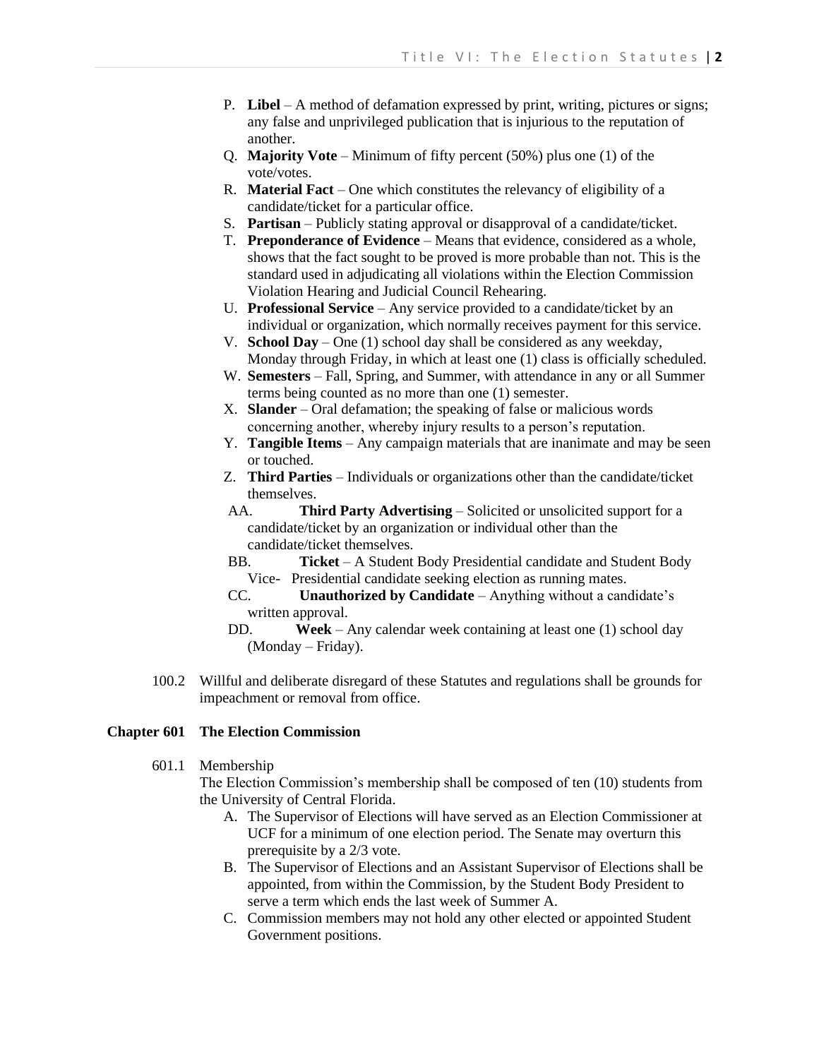P. **Libel** – A method of defamation expressed by print, writing, pictures or signs; any false and unprivileged publication that is injurious to the reputation of another.

Q. **Majority Vote** – Minimum of fifty percent (50%) plus one (1) of the vote/votes.

R. **Material Fact** – One which constitutes the relevancy of eligibility of a candidate/ticket for a particular office.

S. **Partisan** – Publicly stating approval or disapproval of a candidate/ticket.

T. **Preponderance of Evidence** – Means that evidence, considered as a whole, shows that the fact sought to be proved is more probable than not. This is the standard used in adjudicating all violations within the Election Commission Violation Hearing and Judicial Council Rehearing.

U. **Professional Service** – Any service provided to a candidate/ticket by an individual or organization, which normally receives payment for this service.

V. **School Day** – One (1) school day shall be considered as any weekday, Monday through Friday, in which at least one (1) class is officially scheduled.

W. **Semesters** – Fall, Spring, and Summer, with attendance in any or all Summer terms being counted as no more than one (1) semester.

X. **Slander** – Oral defamation; the speaking of false or malicious words concerning another, whereby injury results to a person's reputation.

Y. **Tangible Items** – Any campaign materials that are inanimate and may be seen or touched.

Z. **Third Parties** – Individuals or organizations other than the candidate/ticket themselves.

AA. **Third Party Advertising** – Solicited or unsolicited support for a candidate/ticket by an organization or individual other than the candidate/ticket themselves.

BB. **Ticket** – A Student Body Presidential candidate and Student Body Vice- Presidential candidate seeking election as running mates.

CC. **Unauthorized by Candidate** – Anything without a candidate's written approval.

DD. **Week** – Any calendar week containing at least one (1) school day (Monday – Friday).

100.2 Willful and deliberate disregard of these Statutes and regulations shall be grounds for impeachment or removal from office.

## Chapter 601 The Election Commission

601.1 Membership

The Election Commission's membership shall be composed of ten (10) students from the University of Central Florida.

A. The Supervisor of Elections will have served as an Election Commissioner at UCF for a minimum of one election period. The Senate may overturn this prerequisite by a 2/3 vote.

B. The Supervisor of Elections and an Assistant Supervisor of Elections shall be appointed, from within the Commission, by the Student Body President to serve a term which ends the last week of Summer A.

C. Commission members may not hold any other elected or appointed Student Government positions.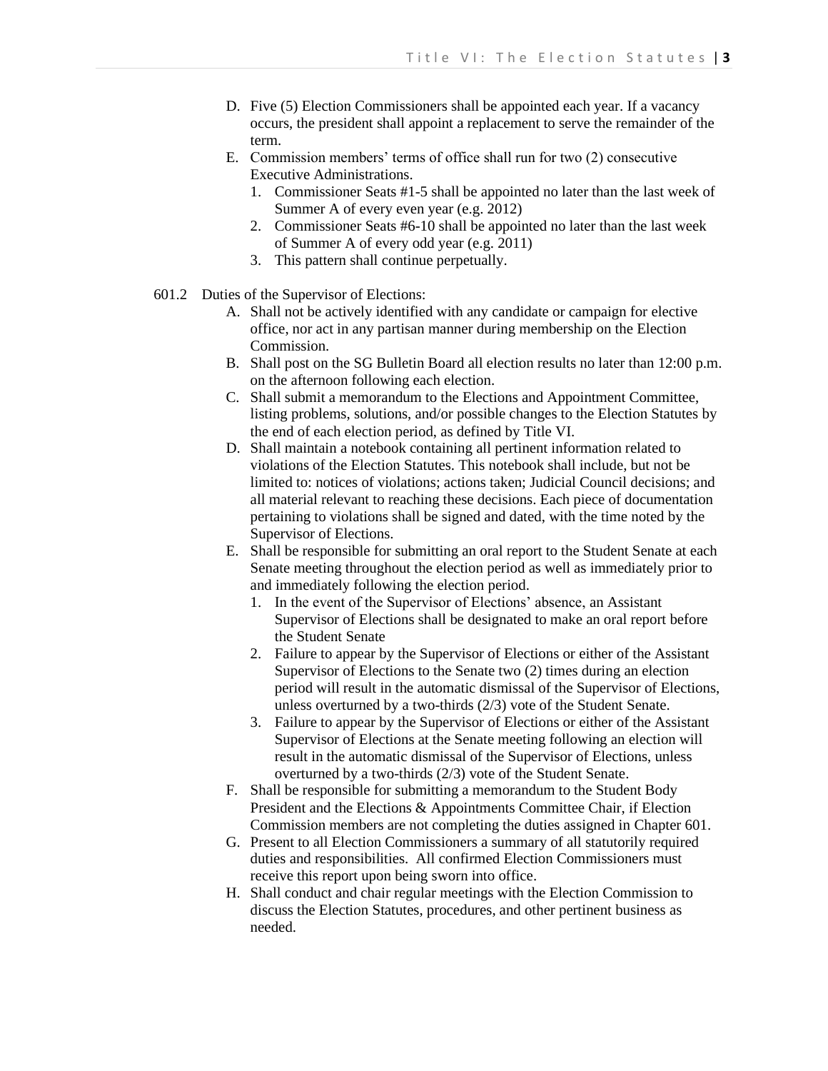D. Five (5) Election Commissioners shall be appointed each year. If a vacancy occurs, the president shall appoint a replacement to serve the remainder of the term.

E. Commission members' terms of office shall run for two (2) consecutive Executive Administrations.
   1. Commissioner Seats #1-5 shall be appointed no later than the last week of Summer A of every even year (e.g. 2012)
   2. Commissioner Seats #6-10 shall be appointed no later than the last week of Summer A of every odd year (e.g. 2011)
   3. This pattern shall continue perpetually.

601.2 Duties of the Supervisor of Elections:

A. Shall not be actively identified with any candidate or campaign for elective office, nor act in any partisan manner during membership on the Election Commission.

B. Shall post on the SG Bulletin Board all election results no later than 12:00 p.m. on the afternoon following each election.

C. Shall submit a memorandum to the Elections and Appointment Committee, listing problems, solutions, and/or possible changes to the Election Statutes by the end of each election period, as defined by Title VI.

D. Shall maintain a notebook containing all pertinent information related to violations of the Election Statutes. This notebook shall include, but not be limited to: notices of violations; actions taken; Judicial Council decisions; and all material relevant to reaching these decisions. Each piece of documentation pertaining to violations shall be signed and dated, with the time noted by the Supervisor of Elections.

E. Shall be responsible for submitting an oral report to the Student Senate at each Senate meeting throughout the election period as well as immediately prior to and immediately following the election period.
   1. In the event of the Supervisor of Elections' absence, an Assistant Supervisor of Elections shall be designated to make an oral report before the Student Senate
   2. Failure to appear by the Supervisor of Elections or either of the Assistant Supervisor of Elections to the Senate two (2) times during an election period will result in the automatic dismissal of the Supervisor of Elections, unless overturned by a two-thirds (2/3) vote of the Student Senate.
   3. Failure to appear by the Supervisor of Elections or either of the Assistant Supervisor of Elections at the Senate meeting following an election will result in the automatic dismissal of the Supervisor of Elections, unless overturned by a two-thirds (2/3) vote of the Student Senate.

F. Shall be responsible for submitting a memorandum to the Student Body President and the Elections & Appointments Committee Chair, if Election Commission members are not completing the duties assigned in Chapter 601.

G. Present to all Election Commissioners a summary of all statutorily required duties and responsibilities. All confirmed Election Commissioners must receive this report upon being sworn into office.

H. Shall conduct and chair regular meetings with the Election Commission to discuss the Election Statutes, procedures, and other pertinent business as needed.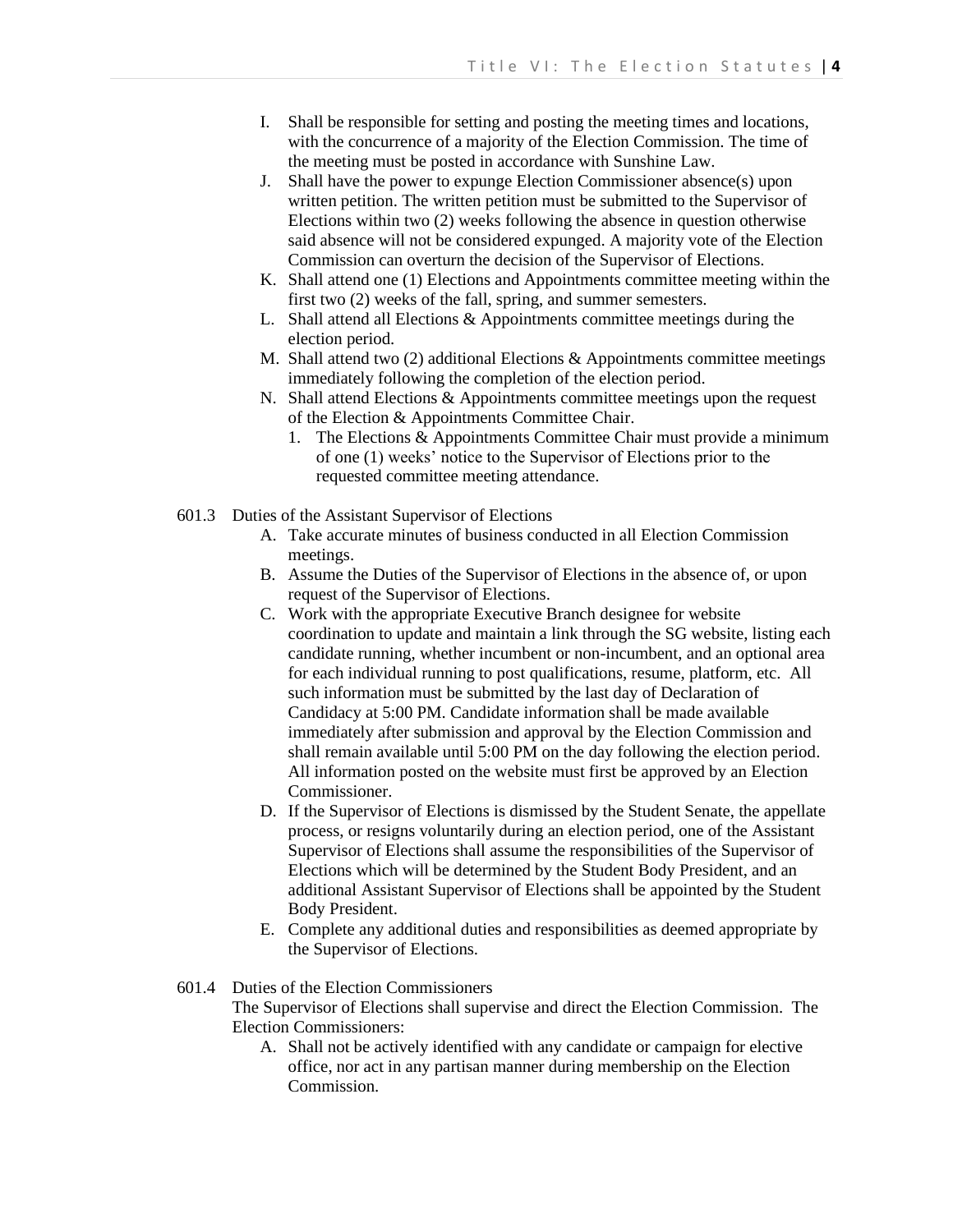I. Shall be responsible for setting and posting the meeting times and locations, with the concurrence of a majority of the Election Commission. The time of the meeting must be posted in accordance with Sunshine Law.

J. Shall have the power to expunge Election Commissioner absence(s) upon written petition. The written petition must be submitted to the Supervisor of Elections within two (2) weeks following the absence in question otherwise said absence will not be considered expunged. A majority vote of the Election Commission can overturn the decision of the Supervisor of Elections.

K. Shall attend one (1) Elections and Appointments committee meeting within the first two (2) weeks of the fall, spring, and summer semesters.

L. Shall attend all Elections & Appointments committee meetings during the election period.

M. Shall attend two (2) additional Elections & Appointments committee meetings immediately following the completion of the election period.

N. Shall attend Elections & Appointments committee meetings upon the request of the Election & Appointments Committee Chair.

   1. The Elections & Appointments Committee Chair must provide a minimum of one (1) weeks' notice to the Supervisor of Elections prior to the requested committee meeting attendance.

601.3 Duties of the Assistant Supervisor of Elections

A. Take accurate minutes of business conducted in all Election Commission meetings.

B. Assume the Duties of the Supervisor of Elections in the absence of, or upon request of the Supervisor of Elections.

C. Work with the appropriate Executive Branch designee for website coordination to update and maintain a link through the SG website, listing each candidate running, whether incumbent or non-incumbent, and an optional area for each individual running to post qualifications, resume, platform, etc. All such information must be submitted by the last day of Declaration of Candidacy at 5:00 PM. Candidate information shall be made available immediately after submission and approval by the Election Commission and shall remain available until 5:00 PM on the day following the election period. All information posted on the website must first be approved by an Election Commissioner.

D. If the Supervisor of Elections is dismissed by the Student Senate, the appellate process, or resigns voluntarily during an election period, one of the Assistant Supervisor of Elections shall assume the responsibilities of the Supervisor of Elections which will be determined by the Student Body President, and an additional Assistant Supervisor of Elections shall be appointed by the Student Body President.

E. Complete any additional duties and responsibilities as deemed appropriate by the Supervisor of Elections.

601.4 Duties of the Election Commissioners

The Supervisor of Elections shall supervise and direct the Election Commission. The Election Commissioners:

A. Shall not be actively identified with any candidate or campaign for elective office, nor act in any partisan manner during membership on the Election Commission.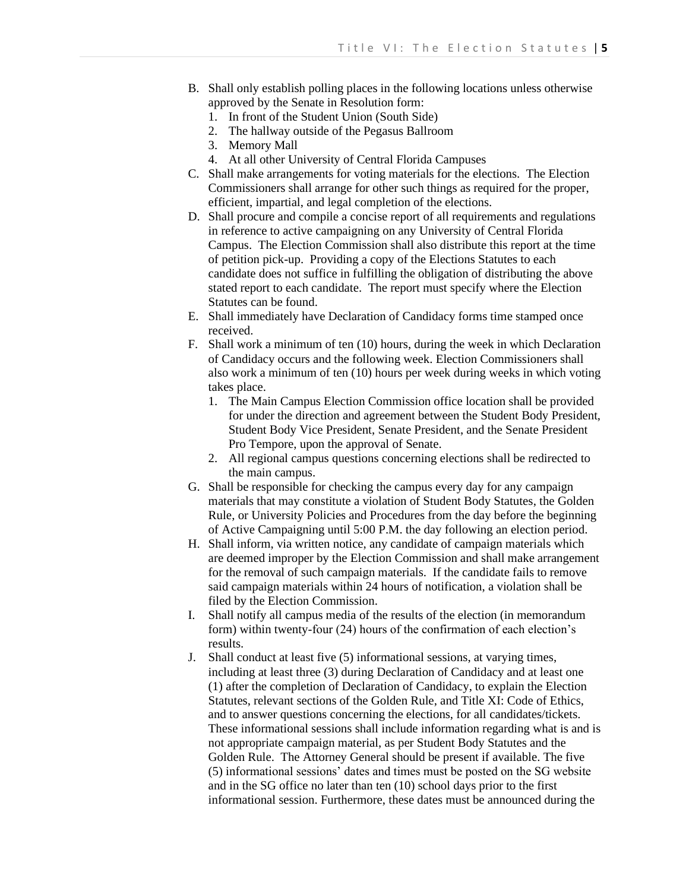B. Shall only establish polling places in the following locations unless otherwise approved by the Senate in Resolution form:
   1. In front of the Student Union (South Side)
   2. The hallway outside of the Pegasus Ballroom
   3. Memory Mall
   4. At all other University of Central Florida Campuses

C. Shall make arrangements for voting materials for the elections. The Election Commissioners shall arrange for other such things as required for the proper, efficient, impartial, and legal completion of the elections.

D. Shall procure and compile a concise report of all requirements and regulations in reference to active campaigning on any University of Central Florida Campus. The Election Commission shall also distribute this report at the time of petition pick-up. Providing a copy of the Elections Statutes to each candidate does not suffice in fulfilling the obligation of distributing the above stated report to each candidate. The report must specify where the Election Statutes can be found.

E. Shall immediately have Declaration of Candidacy forms time stamped once received.

F. Shall work a minimum of ten (10) hours, during the week in which Declaration of Candidacy occurs and the following week. Election Commissioners shall also work a minimum of ten (10) hours per week during weeks in which voting takes place.
   1. The Main Campus Election Commission office location shall be provided for under the direction and agreement between the Student Body President, Student Body Vice President, Senate President, and the Senate President Pro Tempore, upon the approval of Senate.
   2. All regional campus questions concerning elections shall be redirected to the main campus.

G. Shall be responsible for checking the campus every day for any campaign materials that may constitute a violation of Student Body Statutes, the Golden Rule, or University Policies and Procedures from the day before the beginning of Active Campaigning until 5:00 P.M. the day following an election period.

H. Shall inform, via written notice, any candidate of campaign materials which are deemed improper by the Election Commission and shall make arrangement for the removal of such campaign materials. If the candidate fails to remove said campaign materials within 24 hours of notification, a violation shall be filed by the Election Commission.

I. Shall notify all campus media of the results of the election (in memorandum form) within twenty-four (24) hours of the confirmation of each election's results.

J. Shall conduct at least five (5) informational sessions, at varying times, including at least three (3) during Declaration of Candidacy and at least one (1) after the completion of Declaration of Candidacy, to explain the Election Statutes, relevant sections of the Golden Rule, and Title XI: Code of Ethics, and to answer questions concerning the elections, for all candidates/tickets. These informational sessions shall include information regarding what is and is not appropriate campaign material, as per Student Body Statutes and the Golden Rule. The Attorney General should be present if available. The five (5) informational sessions' dates and times must be posted on the SG website and in the SG office no later than ten (10) school days prior to the first informational session. Furthermore, these dates must be announced during the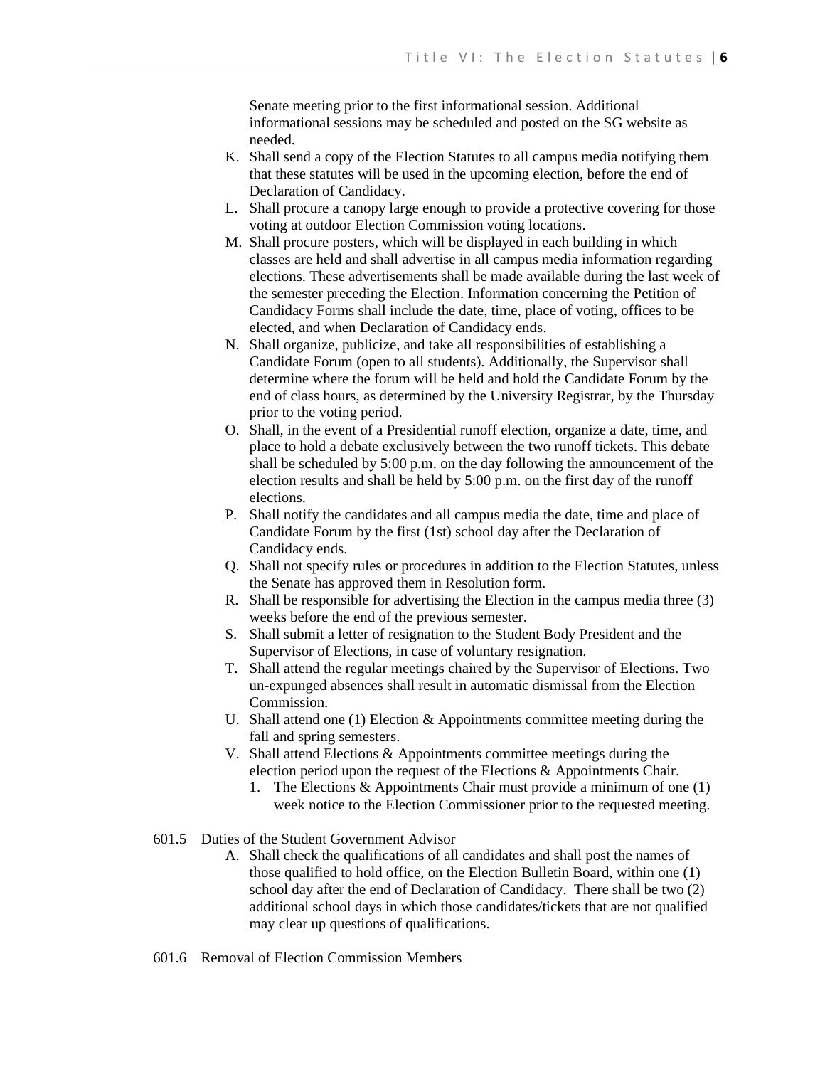Senate meeting prior to the first informational session. Additional informational sessions may be scheduled and posted on the SG website as needed.

K. Shall send a copy of the Election Statutes to all campus media notifying them that these statutes will be used in the upcoming election, before the end of Declaration of Candidacy.

L. Shall procure a canopy large enough to provide a protective covering for those voting at outdoor Election Commission voting locations.

M. Shall procure posters, which will be displayed in each building in which classes are held and shall advertise in all campus media information regarding elections. These advertisements shall be made available during the last week of the semester preceding the Election. Information concerning the Petition of Candidacy Forms shall include the date, time, place of voting, offices to be elected, and when Declaration of Candidacy ends.

N. Shall organize, publicize, and take all responsibilities of establishing a Candidate Forum (open to all students). Additionally, the Supervisor shall determine where the forum will be held and hold the Candidate Forum by the end of class hours, as determined by the University Registrar, by the Thursday prior to the voting period.

O. Shall, in the event of a Presidential runoff election, organize a date, time, and place to hold a debate exclusively between the two runoff tickets. This debate shall be scheduled by 5:00 p.m. on the day following the announcement of the election results and shall be held by 5:00 p.m. on the first day of the runoff elections.

P. Shall notify the candidates and all campus media the date, time and place of Candidate Forum by the first (1st) school day after the Declaration of Candidacy ends.

Q. Shall not specify rules or procedures in addition to the Election Statutes, unless the Senate has approved them in Resolution form.

R. Shall be responsible for advertising the Election in the campus media three (3) weeks before the end of the previous semester.

S. Shall submit a letter of resignation to the Student Body President and the Supervisor of Elections, in case of voluntary resignation.

T. Shall attend the regular meetings chaired by the Supervisor of Elections. Two un-expunged absences shall result in automatic dismissal from the Election Commission.

U. Shall attend one (1) Election & Appointments committee meeting during the fall and spring semesters.

V. Shall attend Elections & Appointments committee meetings during the election period upon the request of the Elections & Appointments Chair.
   1. The Elections & Appointments Chair must provide a minimum of one (1) week notice to the Election Commissioner prior to the requested meeting.

601.5 Duties of the Student Government Advisor

A. Shall check the qualifications of all candidates and shall post the names of those qualified to hold office, on the Election Bulletin Board, within one (1) school day after the end of Declaration of Candidacy. There shall be two (2) additional school days in which those candidates/tickets that are not qualified may clear up questions of qualifications.

601.6 Removal of Election Commission Members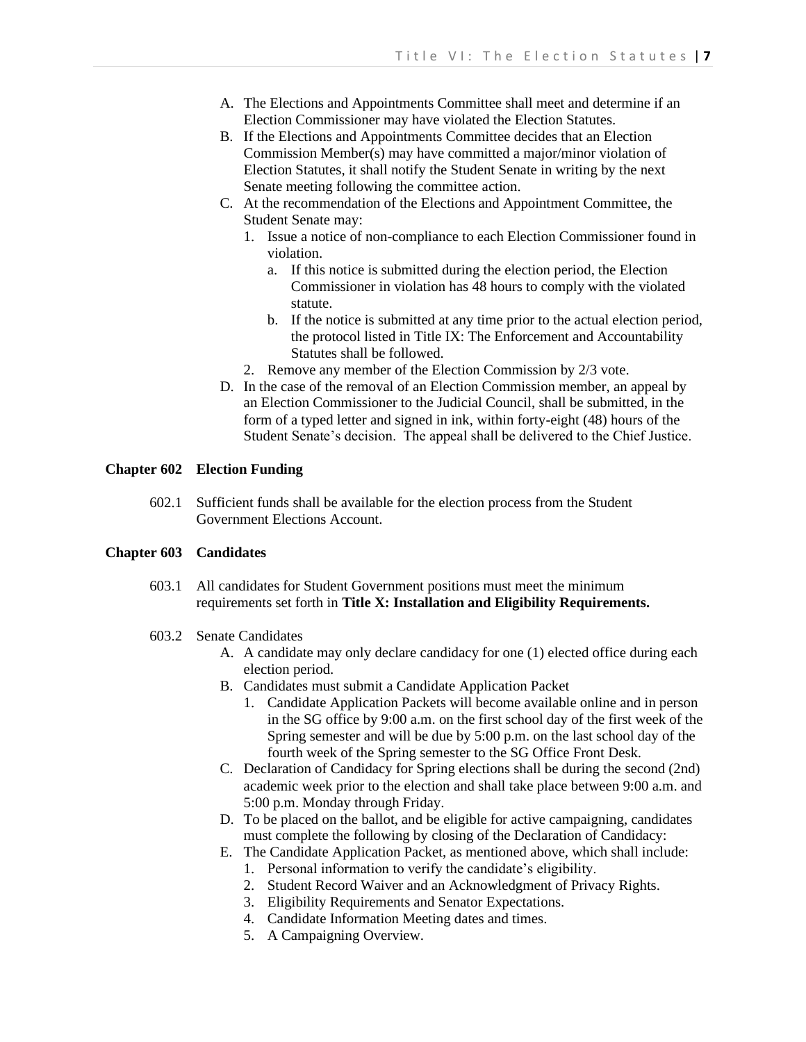A. The Elections and Appointments Committee shall meet and determine if an Election Commissioner may have violated the Election Statutes.
B. If the Elections and Appointments Committee decides that an Election Commission Member(s) may have committed a major/minor violation of Election Statutes, it shall notify the Student Senate in writing by the next Senate meeting following the committee action.
C. At the recommendation of the Elections and Appointment Committee, the Student Senate may:
   1. Issue a notice of non-compliance to each Election Commissioner found in violation.
      a. If this notice is submitted during the election period, the Election Commissioner in violation has 48 hours to comply with the violated statute.
      b. If the notice is submitted at any time prior to the actual election period, the protocol listed in Title IX: The Enforcement and Accountability Statutes shall be followed.
   2. Remove any member of the Election Commission by 2/3 vote.
D. In the case of the removal of an Election Commission member, an appeal by an Election Commissioner to the Judicial Council, shall be submitted, in the form of a typed letter and signed in ink, within forty-eight (48) hours of the Student Senate's decision. The appeal shall be delivered to the Chief Justice.

## Chapter 602 Election Funding

602.1 Sufficient funds shall be available for the election process from the Student Government Elections Account.

## Chapter 603 Candidates

603.1 All candidates for Student Government positions must meet the minimum requirements set forth in **Title X: Installation and Eligibility Requirements.**

603.2 Senate Candidates

A. A candidate may only declare candidacy for one (1) elected office during each election period.
B. Candidates must submit a Candidate Application Packet
   1. Candidate Application Packets will become available online and in person in the SG office by 9:00 a.m. on the first school day of the first week of the Spring semester and will be due by 5:00 p.m. on the last school day of the fourth week of the Spring semester to the SG Office Front Desk.
C. Declaration of Candidacy for Spring elections shall be during the second (2nd) academic week prior to the election and shall take place between 9:00 a.m. and 5:00 p.m. Monday through Friday.
D. To be placed on the ballot, and be eligible for active campaigning, candidates must complete the following by closing of the Declaration of Candidacy:
E. The Candidate Application Packet, as mentioned above, which shall include:
   1. Personal information to verify the candidate's eligibility.
   2. Student Record Waiver and an Acknowledgment of Privacy Rights.
   3. Eligibility Requirements and Senator Expectations.
   4. Candidate Information Meeting dates and times.
   5. A Campaigning Overview.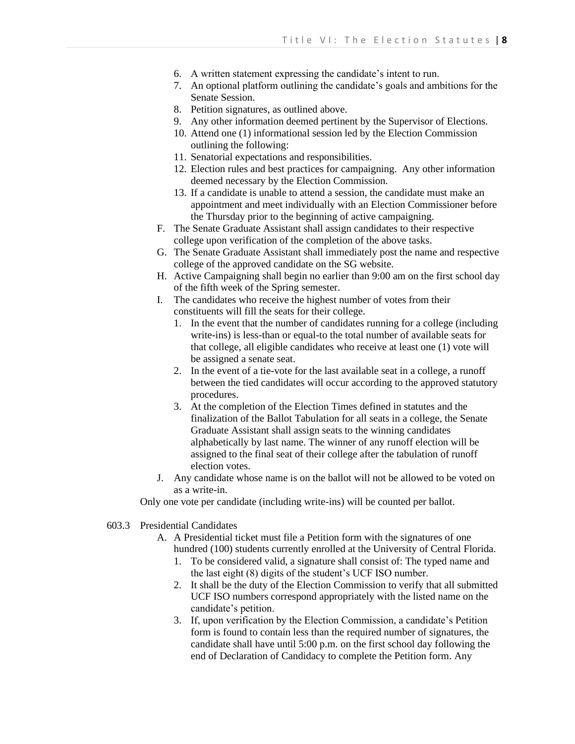6. A written statement expressing the candidate's intent to run.
7. An optional platform outlining the candidate's goals and ambitions for the Senate Session.
8. Petition signatures, as outlined above.
9. Any other information deemed pertinent by the Supervisor of Elections.
10. Attend one (1) informational session led by the Election Commission outlining the following:
11. Senatorial expectations and responsibilities.
12. Election rules and best practices for campaigning. Any other information deemed necessary by the Election Commission.
13. If a candidate is unable to attend a session, the candidate must make an appointment and meet individually with an Election Commissioner before the Thursday prior to the beginning of active campaigning.

F. The Senate Graduate Assistant shall assign candidates to their respective college upon verification of the completion of the above tasks.

G. The Senate Graduate Assistant shall immediately post the name and respective college of the approved candidate on the SG website.

H. Active Campaigning shall begin no earlier than 9:00 am on the first school day of the fifth week of the Spring semester.

I. The candidates who receive the highest number of votes from their constituents will fill the seats for their college.
   1. In the event that the number of candidates running for a college (including write-ins) is less-than or equal-to the total number of available seats for that college, all eligible candidates who receive at least one (1) vote will be assigned a senate seat.
   2. In the event of a tie-vote for the last available seat in a college, a runoff between the tied candidates will occur according to the approved statutory procedures.
   3. At the completion of the Election Times defined in statutes and the finalization of the Ballot Tabulation for all seats in a college, the Senate Graduate Assistant shall assign seats to the winning candidates alphabetically by last name. The winner of any runoff election will be assigned to the final seat of their college after the tabulation of runoff election votes.

J. Any candidate whose name is on the ballot will not be allowed to be voted on as a write-in.

Only one vote per candidate (including write-ins) will be counted per ballot.

603.3 Presidential Candidates

A. A Presidential ticket must file a Petition form with the signatures of one hundred (100) students currently enrolled at the University of Central Florida.
   1. To be considered valid, a signature shall consist of: The typed name and the last eight (8) digits of the student's UCF ISO number.
   2. It shall be the duty of the Election Commission to verify that all submitted UCF ISO numbers correspond appropriately with the listed name on the candidate's petition.
   3. If, upon verification by the Election Commission, a candidate's Petition form is found to contain less than the required number of signatures, the candidate shall have until 5:00 p.m. on the first school day following the end of Declaration of Candidacy to complete the Petition form. Any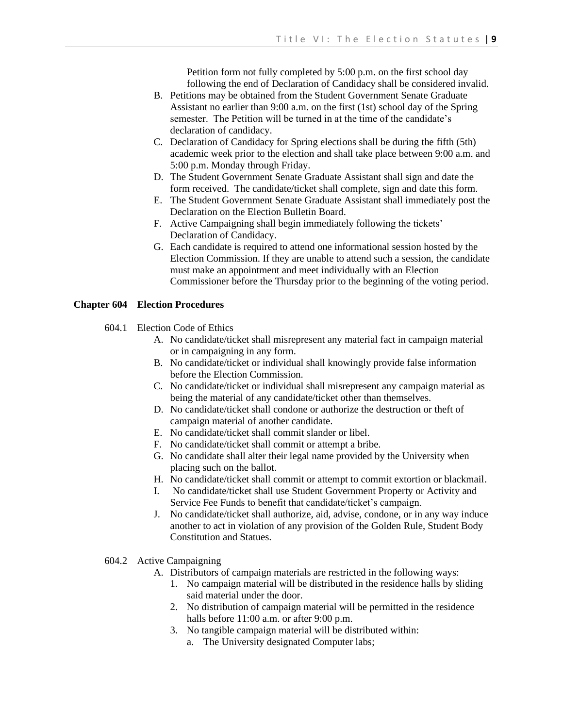Petition form not fully completed by 5:00 p.m. on the first school day following the end of Declaration of Candidacy shall be considered invalid.

B. Petitions may be obtained from the Student Government Senate Graduate Assistant no earlier than 9:00 a.m. on the first (1st) school day of the Spring semester. The Petition will be turned in at the time of the candidate's declaration of candidacy.
C. Declaration of Candidacy for Spring elections shall be during the fifth (5th) academic week prior to the election and shall take place between 9:00 a.m. and 5:00 p.m. Monday through Friday.
D. The Student Government Senate Graduate Assistant shall sign and date the form received. The candidate/ticket shall complete, sign and date this form.
E. The Student Government Senate Graduate Assistant shall immediately post the Declaration on the Election Bulletin Board.
F. Active Campaigning shall begin immediately following the tickets' Declaration of Candidacy.
G. Each candidate is required to attend one informational session hosted by the Election Commission. If they are unable to attend such a session, the candidate must make an appointment and meet individually with an Election Commissioner before the Thursday prior to the beginning of the voting period.

## Chapter 604 Election Procedures

604.1 Election Code of Ethics

A. No candidate/ticket shall misrepresent any material fact in campaign material or in campaigning in any form.
B. No candidate/ticket or individual shall knowingly provide false information before the Election Commission.
C. No candidate/ticket or individual shall misrepresent any campaign material as being the material of any candidate/ticket other than themselves.
D. No candidate/ticket shall condone or authorize the destruction or theft of campaign material of another candidate.
E. No candidate/ticket shall commit slander or libel.
F. No candidate/ticket shall commit or attempt a bribe.
G. No candidate shall alter their legal name provided by the University when placing such on the ballot.
H. No candidate/ticket shall commit or attempt to commit extortion or blackmail.
I. No candidate/ticket shall use Student Government Property or Activity and Service Fee Funds to benefit that candidate/ticket's campaign.
J. No candidate/ticket shall authorize, aid, advise, condone, or in any way induce another to act in violation of any provision of the Golden Rule, Student Body Constitution and Statues.

604.2 Active Campaigning

A. Distributors of campaign materials are restricted in the following ways:
   1. No campaign material will be distributed in the residence halls by sliding said material under the door.
   2. No distribution of campaign material will be permitted in the residence halls before 11:00 a.m. or after 9:00 p.m.
   3. No tangible campaign material will be distributed within:
      a. The University designated Computer labs;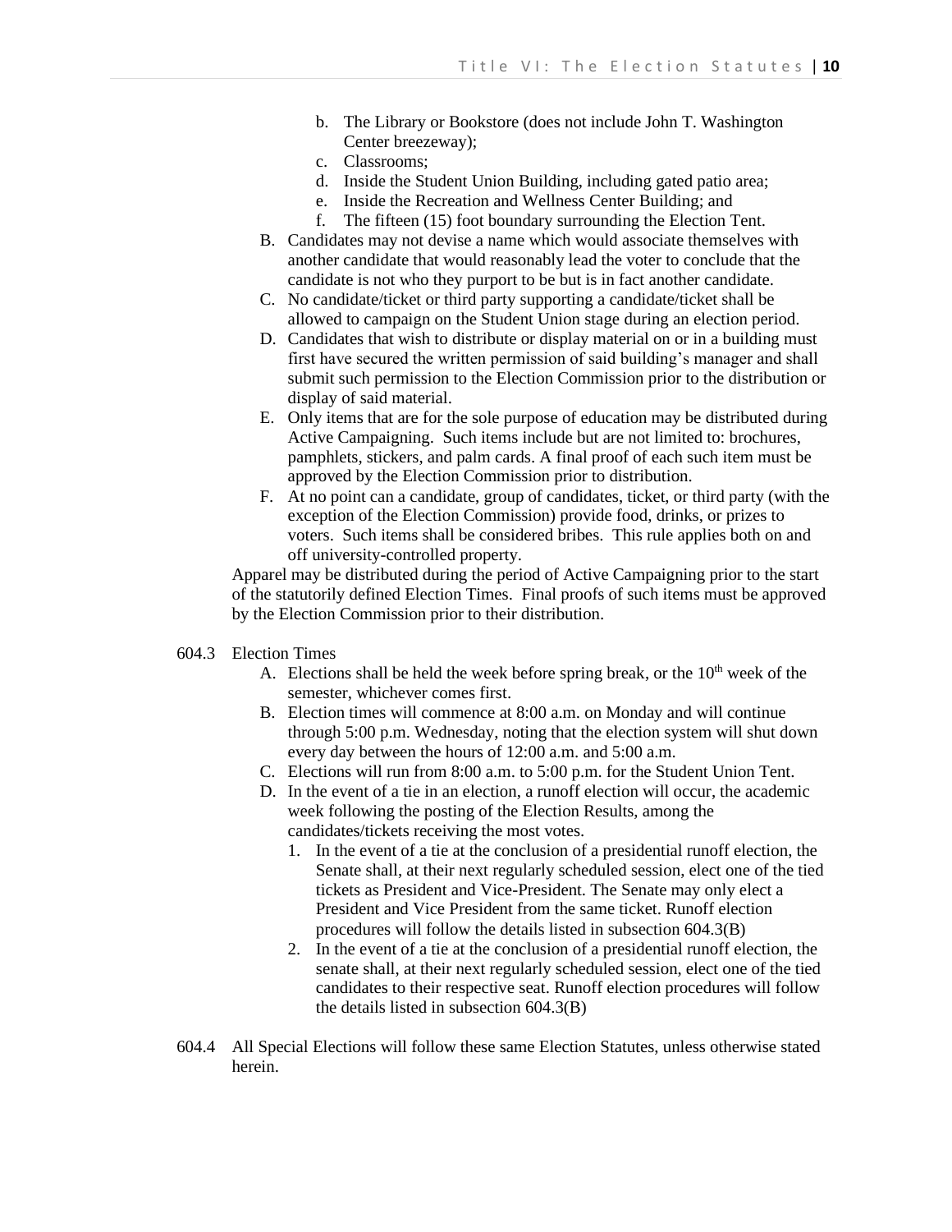b. The Library or Bookstore (does not include John T. Washington Center breezeway);
c. Classrooms;
d. Inside the Student Union Building, including gated patio area;
e. Inside the Recreation and Wellness Center Building; and
f. The fifteen (15) foot boundary surrounding the Election Tent.

B. Candidates may not devise a name which would associate themselves with another candidate that would reasonably lead the voter to conclude that the candidate is not who they purport to be but is in fact another candidate.

C. No candidate/ticket or third party supporting a candidate/ticket shall be allowed to campaign on the Student Union stage during an election period.

D. Candidates that wish to distribute or display material on or in a building must first have secured the written permission of said building's manager and shall submit such permission to the Election Commission prior to the distribution or display of said material.

E. Only items that are for the sole purpose of education may be distributed during Active Campaigning. Such items include but are not limited to: brochures, pamphlets, stickers, and palm cards. A final proof of each such item must be approved by the Election Commission prior to distribution.

F. At no point can a candidate, group of candidates, ticket, or third party (with the exception of the Election Commission) provide food, drinks, or prizes to voters. Such items shall be considered bribes. This rule applies both on and off university-controlled property.

Apparel may be distributed during the period of Active Campaigning prior to the start of the statutorily defined Election Times. Final proofs of such items must be approved by the Election Commission prior to their distribution.

604.3 Election Times

A. Elections shall be held the week before spring break, or the 10th week of the semester, whichever comes first.

B. Election times will commence at 8:00 a.m. on Monday and will continue through 5:00 p.m. Wednesday, noting that the election system will shut down every day between the hours of 12:00 a.m. and 5:00 a.m.

C. Elections will run from 8:00 a.m. to 5:00 p.m. for the Student Union Tent.

D. In the event of a tie in an election, a runoff election will occur, the academic week following the posting of the Election Results, among the candidates/tickets receiving the most votes.

1. In the event of a tie at the conclusion of a presidential runoff election, the Senate shall, at their next regularly scheduled session, elect one of the tied tickets as President and Vice-President. The Senate may only elect a President and Vice President from the same ticket. Runoff election procedures will follow the details listed in subsection 604.3(B)
2. In the event of a tie at the conclusion of a presidential runoff election, the senate shall, at their next regularly scheduled session, elect one of the tied candidates to their respective seat. Runoff election procedures will follow the details listed in subsection 604.3(B)

604.4 All Special Elections will follow these same Election Statutes, unless otherwise stated herein.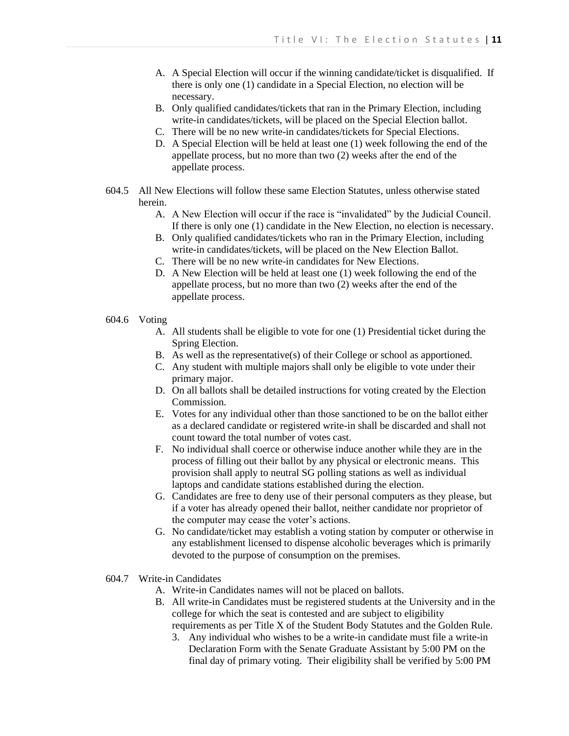A. A Special Election will occur if the winning candidate/ticket is disqualified. If there is only one (1) candidate in a Special Election, no election will be necessary.
B. Only qualified candidates/tickets that ran in the Primary Election, including write-in candidates/tickets, will be placed on the Special Election ballot.
C. There will be no new write-in candidates/tickets for Special Elections.
D. A Special Election will be held at least one (1) week following the end of the appellate process, but no more than two (2) weeks after the end of the appellate process.

604.5 All New Elections will follow these same Election Statutes, unless otherwise stated herein.

A. A New Election will occur if the race is "invalidated" by the Judicial Council. If there is only one (1) candidate in the New Election, no election is necessary.
B. Only qualified candidates/tickets who ran in the Primary Election, including write-in candidates/tickets, will be placed on the New Election Ballot.
C. There will be no new write-in candidates for New Elections.
D. A New Election will be held at least one (1) week following the end of the appellate process, but no more than two (2) weeks after the end of the appellate process.

604.6 Voting

A. All students shall be eligible to vote for one (1) Presidential ticket during the Spring Election.
B. As well as the representative(s) of their College or school as apportioned.
C. Any student with multiple majors shall only be eligible to vote under their primary major.
D. On all ballots shall be detailed instructions for voting created by the Election Commission.
E. Votes for any individual other than those sanctioned to be on the ballot either as a declared candidate or registered write-in shall be discarded and shall not count toward the total number of votes cast.
F. No individual shall coerce or otherwise induce another while they are in the process of filling out their ballot by any physical or electronic means. This provision shall apply to neutral SG polling stations as well as individual laptops and candidate stations established during the election.
G. Candidates are free to deny use of their personal computers as they please, but if a voter has already opened their ballot, neither candidate nor proprietor of the computer may cease the voter's actions.
G. No candidate/ticket may establish a voting station by computer or otherwise in any establishment licensed to dispense alcoholic beverages which is primarily devoted to the purpose of consumption on the premises.

604.7 Write-in Candidates

A. Write-in Candidates names will not be placed on ballots.
B. All write-in Candidates must be registered students at the University and in the college for which the seat is contested and are subject to eligibility requirements as per Title X of the Student Body Statutes and the Golden Rule.
   3. Any individual who wishes to be a write-in candidate must file a write-in Declaration Form with the Senate Graduate Assistant by 5:00 PM on the final day of primary voting. Their eligibility shall be verified by 5:00 PM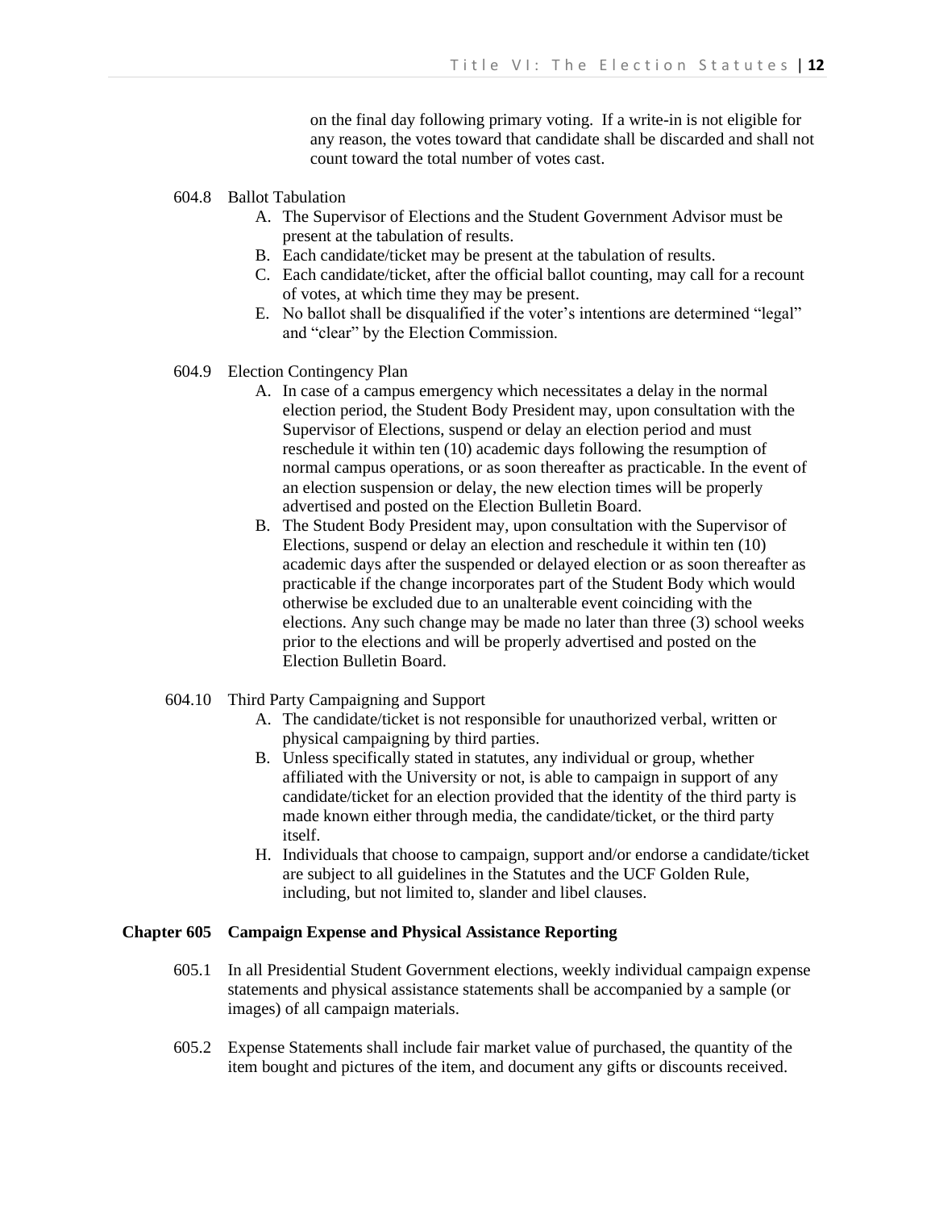on the final day following primary voting. If a write-in is not eligible for any reason, the votes toward that candidate shall be discarded and shall not count toward the total number of votes cast.

604.8 Ballot Tabulation

A. The Supervisor of Elections and the Student Government Advisor must be present at the tabulation of results.
B. Each candidate/ticket may be present at the tabulation of results.
C. Each candidate/ticket, after the official ballot counting, may call for a recount of votes, at which time they may be present.
E. No ballot shall be disqualified if the voter's intentions are determined "legal" and "clear" by the Election Commission.

604.9 Election Contingency Plan

A. In case of a campus emergency which necessitates a delay in the normal election period, the Student Body President may, upon consultation with the Supervisor of Elections, suspend or delay an election period and must reschedule it within ten (10) academic days following the resumption of normal campus operations, or as soon thereafter as practicable. In the event of an election suspension or delay, the new election times will be properly advertised and posted on the Election Bulletin Board.
B. The Student Body President may, upon consultation with the Supervisor of Elections, suspend or delay an election and reschedule it within ten (10) academic days after the suspended or delayed election or as soon thereafter as practicable if the change incorporates part of the Student Body which would otherwise be excluded due to an unalterable event coinciding with the elections. Any such change may be made no later than three (3) school weeks prior to the elections and will be properly advertised and posted on the Election Bulletin Board.

604.10 Third Party Campaigning and Support

A. The candidate/ticket is not responsible for unauthorized verbal, written or physical campaigning by third parties.
B. Unless specifically stated in statutes, any individual or group, whether affiliated with the University or not, is able to campaign in support of any candidate/ticket for an election provided that the identity of the third party is made known either through media, the candidate/ticket, or the third party itself.
H. Individuals that choose to campaign, support and/or endorse a candidate/ticket are subject to all guidelines in the Statutes and the UCF Golden Rule, including, but not limited to, slander and libel clauses.

## Chapter 605 Campaign Expense and Physical Assistance Reporting

605.1 In all Presidential Student Government elections, weekly individual campaign expense statements and physical assistance statements shall be accompanied by a sample (or images) of all campaign materials.

605.2 Expense Statements shall include fair market value of purchased, the quantity of the item bought and pictures of the item, and document any gifts or discounts received.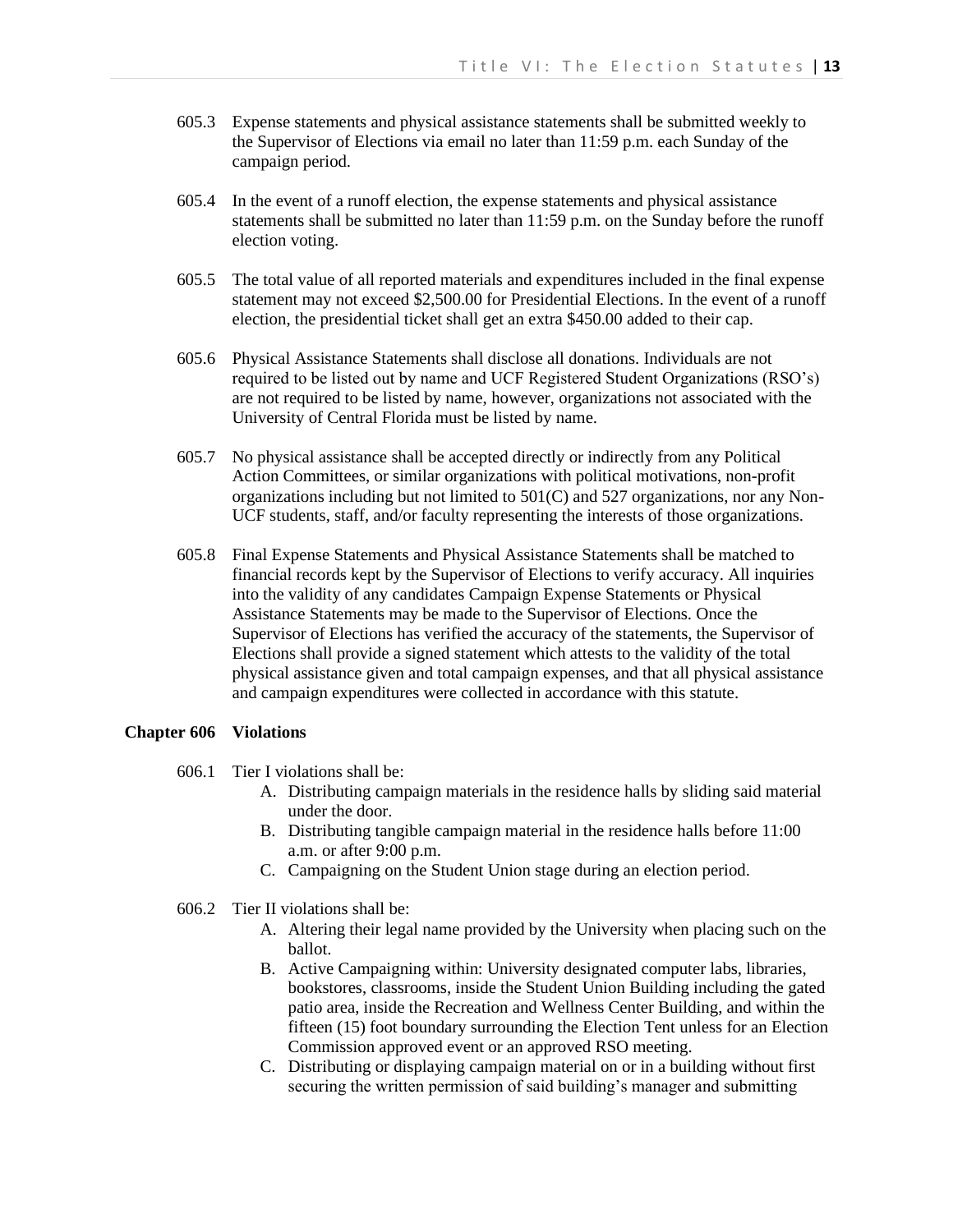605.3 Expense statements and physical assistance statements shall be submitted weekly to the Supervisor of Elections via email no later than 11:59 p.m. each Sunday of the campaign period.

605.4 In the event of a runoff election, the expense statements and physical assistance statements shall be submitted no later than 11:59 p.m. on the Sunday before the runoff election voting.

605.5 The total value of all reported materials and expenditures included in the final expense statement may not exceed $2,500.00 for Presidential Elections. In the event of a runoff election, the presidential ticket shall get an extra $450.00 added to their cap.

605.6 Physical Assistance Statements shall disclose all donations. Individuals are not required to be listed out by name and UCF Registered Student Organizations (RSO's) are not required to be listed by name, however, organizations not associated with the University of Central Florida must be listed by name.

605.7 No physical assistance shall be accepted directly or indirectly from any Political Action Committees, or similar organizations with political motivations, non-profit organizations including but not limited to 501(C) and 527 organizations, nor any Non-UCF students, staff, and/or faculty representing the interests of those organizations.

605.8 Final Expense Statements and Physical Assistance Statements shall be matched to financial records kept by the Supervisor of Elections to verify accuracy. All inquiries into the validity of any candidates Campaign Expense Statements or Physical Assistance Statements may be made to the Supervisor of Elections. Once the Supervisor of Elections has verified the accuracy of the statements, the Supervisor of Elections shall provide a signed statement which attests to the validity of the total physical assistance given and total campaign expenses, and that all physical assistance and campaign expenditures were collected in accordance with this statute.

## Chapter 606 Violations

606.1 Tier I violations shall be:

A. Distributing campaign materials in the residence halls by sliding said material under the door.
B. Distributing tangible campaign material in the residence halls before 11:00 a.m. or after 9:00 p.m.
C. Campaigning on the Student Union stage during an election period.

606.2 Tier II violations shall be:

A. Altering their legal name provided by the University when placing such on the ballot.
B. Active Campaigning within: University designated computer labs, libraries, bookstores, classrooms, inside the Student Union Building including the gated patio area, inside the Recreation and Wellness Center Building, and within the fifteen (15) foot boundary surrounding the Election Tent unless for an Election Commission approved event or an approved RSO meeting.
C. Distributing or displaying campaign material on or in a building without first securing the written permission of said building's manager and submitting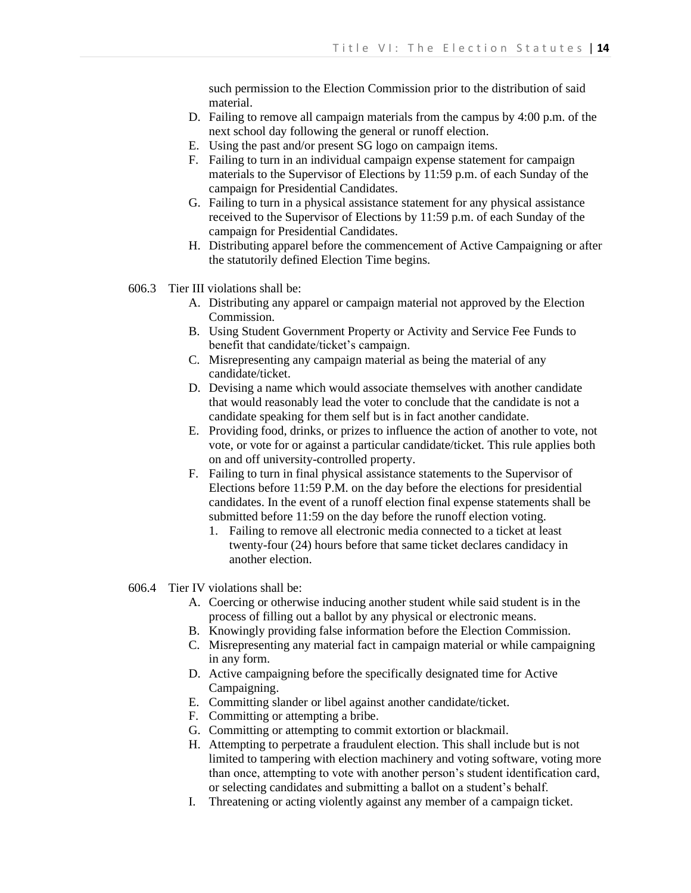such permission to the Election Commission prior to the distribution of said material.

D. Failing to remove all campaign materials from the campus by 4:00 p.m. of the next school day following the general or runoff election.
E. Using the past and/or present SG logo on campaign items.
F. Failing to turn in an individual campaign expense statement for campaign materials to the Supervisor of Elections by 11:59 p.m. of each Sunday of the campaign for Presidential Candidates.
G. Failing to turn in a physical assistance statement for any physical assistance received to the Supervisor of Elections by 11:59 p.m. of each Sunday of the campaign for Presidential Candidates.
H. Distributing apparel before the commencement of Active Campaigning or after the statutorily defined Election Time begins.

606.3 Tier III violations shall be:

A. Distributing any apparel or campaign material not approved by the Election Commission.
B. Using Student Government Property or Activity and Service Fee Funds to benefit that candidate/ticket's campaign.
C. Misrepresenting any campaign material as being the material of any candidate/ticket.
D. Devising a name which would associate themselves with another candidate that would reasonably lead the voter to conclude that the candidate is not a candidate speaking for them self but is in fact another candidate.
E. Providing food, drinks, or prizes to influence the action of another to vote, not vote, or vote for or against a particular candidate/ticket. This rule applies both on and off university-controlled property.
F. Failing to turn in final physical assistance statements to the Supervisor of Elections before 11:59 P.M. on the day before the elections for presidential candidates. In the event of a runoff election final expense statements shall be submitted before 11:59 on the day before the runoff election voting.
   1. Failing to remove all electronic media connected to a ticket at least twenty-four (24) hours before that same ticket declares candidacy in another election.

606.4 Tier IV violations shall be:

A. Coercing or otherwise inducing another student while said student is in the process of filling out a ballot by any physical or electronic means.
B. Knowingly providing false information before the Election Commission.
C. Misrepresenting any material fact in campaign material or while campaigning in any form.
D. Active campaigning before the specifically designated time for Active Campaigning.
E. Committing slander or libel against another candidate/ticket.
F. Committing or attempting a bribe.
G. Committing or attempting to commit extortion or blackmail.
H. Attempting to perpetrate a fraudulent election. This shall include but is not limited to tampering with election machinery and voting software, voting more than once, attempting to vote with another person's student identification card, or selecting candidates and submitting a ballot on a student's behalf.
I. Threatening or acting violently against any member of a campaign ticket.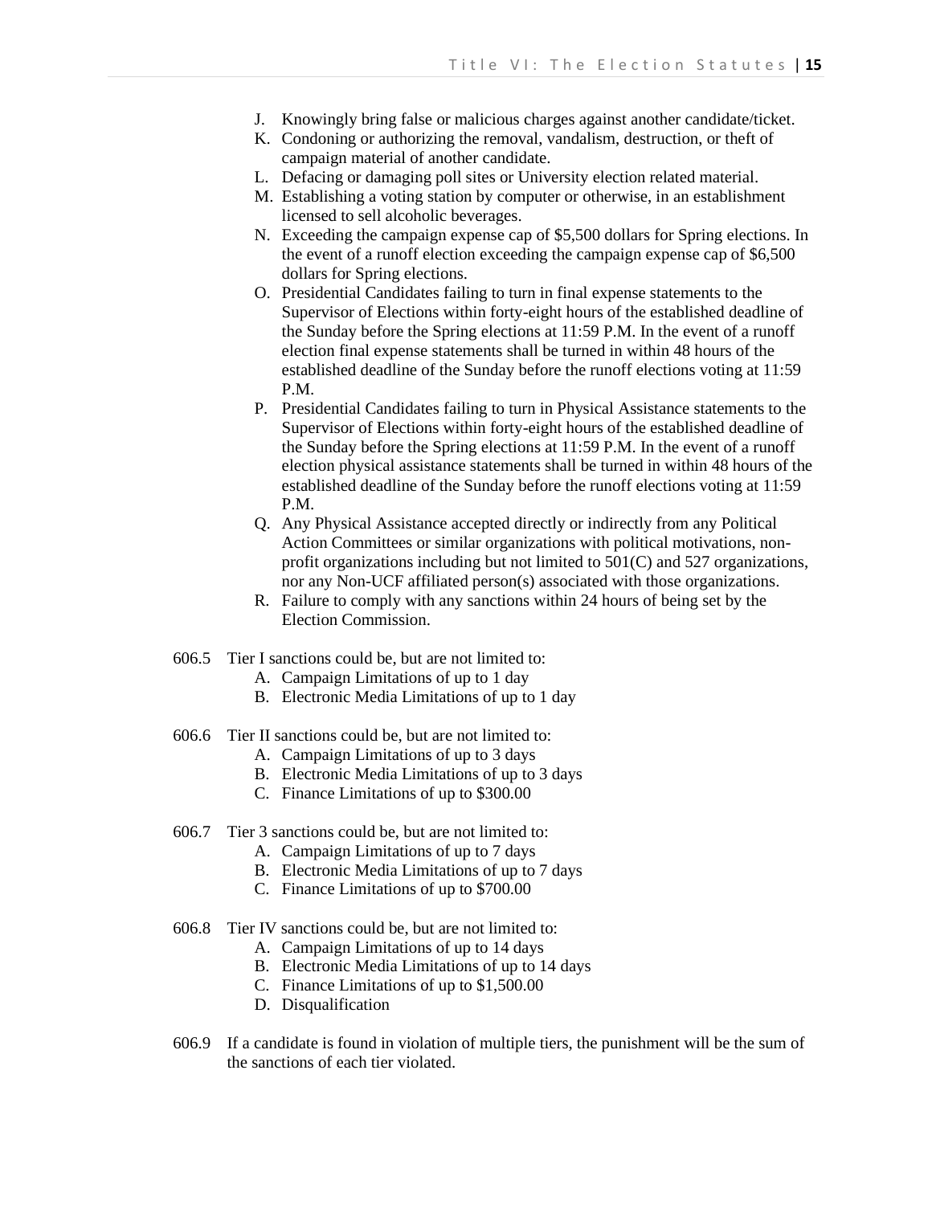J. Knowingly bring false or malicious charges against another candidate/ticket.
K. Condoning or authorizing the removal, vandalism, destruction, or theft of campaign material of another candidate.
L. Defacing or damaging poll sites or University election related material.
M. Establishing a voting station by computer or otherwise, in an establishment licensed to sell alcoholic beverages.
N. Exceeding the campaign expense cap of $5,500 dollars for Spring elections. In the event of a runoff election exceeding the campaign expense cap of $6,500 dollars for Spring elections.
O. Presidential Candidates failing to turn in final expense statements to the Supervisor of Elections within forty-eight hours of the established deadline of the Sunday before the Spring elections at 11:59 P.M. In the event of a runoff election final expense statements shall be turned in within 48 hours of the established deadline of the Sunday before the runoff elections voting at 11:59 P.M.
P. Presidential Candidates failing to turn in Physical Assistance statements to the Supervisor of Elections within forty-eight hours of the established deadline of the Sunday before the Spring elections at 11:59 P.M. In the event of a runoff election physical assistance statements shall be turned in within 48 hours of the established deadline of the Sunday before the runoff elections voting at 11:59 P.M.
Q. Any Physical Assistance accepted directly or indirectly from any Political Action Committees or similar organizations with political motivations, non-profit organizations including but not limited to 501(C) and 527 organizations, nor any Non-UCF affiliated person(s) associated with those organizations.
R. Failure to comply with any sanctions within 24 hours of being set by the Election Commission.

606.5 Tier I sanctions could be, but are not limited to:
A. Campaign Limitations of up to 1 day
B. Electronic Media Limitations of up to 1 day

606.6 Tier II sanctions could be, but are not limited to:
A. Campaign Limitations of up to 3 days
B. Electronic Media Limitations of up to 3 days
C. Finance Limitations of up to $300.00

606.7 Tier 3 sanctions could be, but are not limited to:
A. Campaign Limitations of up to 7 days
B. Electronic Media Limitations of up to 7 days
C. Finance Limitations of up to $700.00

606.8 Tier IV sanctions could be, but are not limited to:
A. Campaign Limitations of up to 14 days
B. Electronic Media Limitations of up to 14 days
C. Finance Limitations of up to $1,500.00
D. Disqualification

606.9 If a candidate is found in violation of multiple tiers, the punishment will be the sum of the sanctions of each tier violated.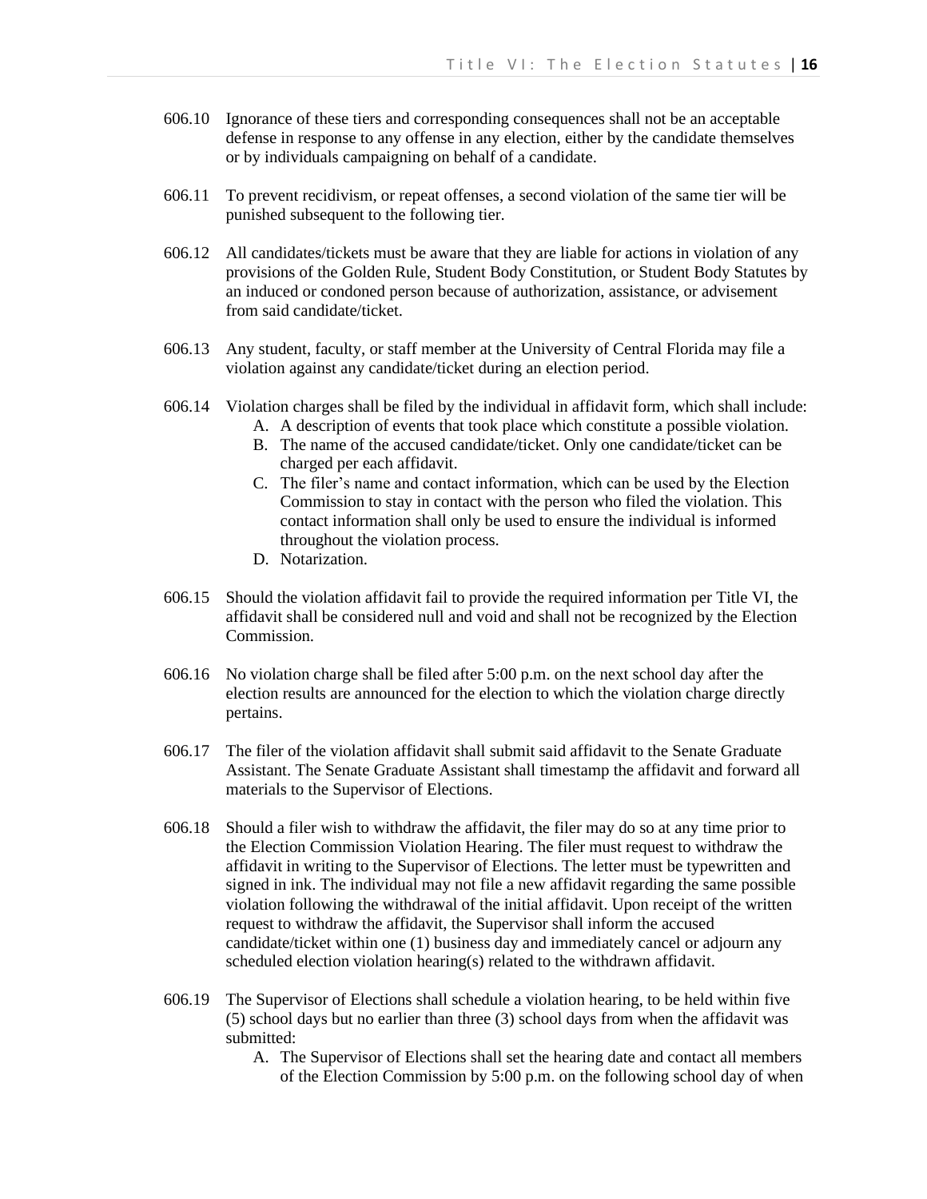606.10 Ignorance of these tiers and corresponding consequences shall not be an acceptable defense in response to any offense in any election, either by the candidate themselves or by individuals campaigning on behalf of a candidate.

606.11 To prevent recidivism, or repeat offenses, a second violation of the same tier will be punished subsequent to the following tier.

606.12 All candidates/tickets must be aware that they are liable for actions in violation of any provisions of the Golden Rule, Student Body Constitution, or Student Body Statutes by an induced or condoned person because of authorization, assistance, or advisement from said candidate/ticket.

606.13 Any student, faculty, or staff member at the University of Central Florida may file a violation against any candidate/ticket during an election period.

606.14 Violation charges shall be filed by the individual in affidavit form, which shall include:

A. A description of events that took place which constitute a possible violation.
B. The name of the accused candidate/ticket. Only one candidate/ticket can be charged per each affidavit.
C. The filer's name and contact information, which can be used by the Election Commission to stay in contact with the person who filed the violation. This contact information shall only be used to ensure the individual is informed throughout the violation process.
D. Notarization.

606.15 Should the violation affidavit fail to provide the required information per Title VI, the affidavit shall be considered null and void and shall not be recognized by the Election Commission.

606.16 No violation charge shall be filed after 5:00 p.m. on the next school day after the election results are announced for the election to which the violation charge directly pertains.

606.17 The filer of the violation affidavit shall submit said affidavit to the Senate Graduate Assistant. The Senate Graduate Assistant shall timestamp the affidavit and forward all materials to the Supervisor of Elections.

606.18 Should a filer wish to withdraw the affidavit, the filer may do so at any time prior to the Election Commission Violation Hearing. The filer must request to withdraw the affidavit in writing to the Supervisor of Elections. The letter must be typewritten and signed in ink. The individual may not file a new affidavit regarding the same possible violation following the withdrawal of the initial affidavit. Upon receipt of the written request to withdraw the affidavit, the Supervisor shall inform the accused candidate/ticket within one (1) business day and immediately cancel or adjourn any scheduled election violation hearing(s) related to the withdrawn affidavit.

606.19 The Supervisor of Elections shall schedule a violation hearing, to be held within five (5) school days but no earlier than three (3) school days from when the affidavit was submitted:

A. The Supervisor of Elections shall set the hearing date and contact all members of the Election Commission by 5:00 p.m. on the following school day of when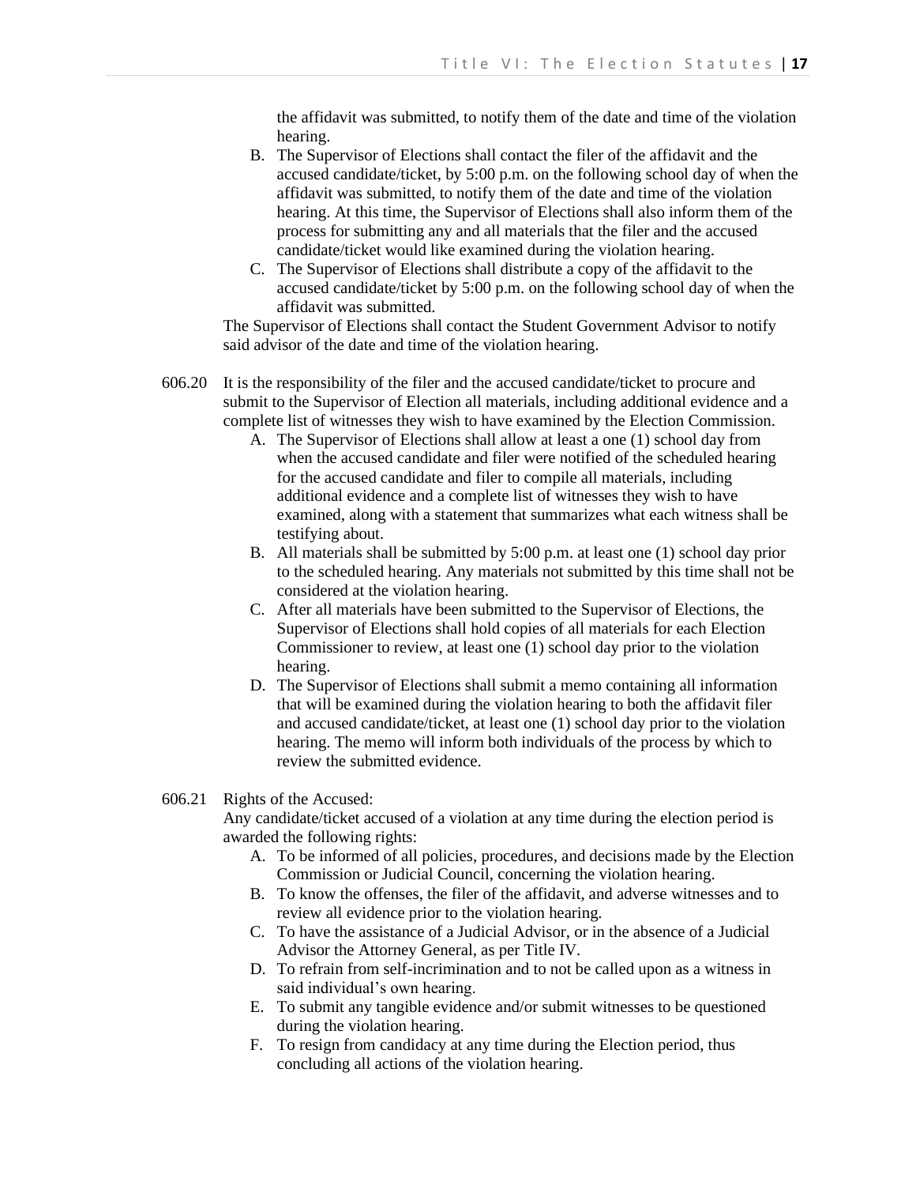the affidavit was submitted, to notify them of the date and time of the violation hearing.

B. The Supervisor of Elections shall contact the filer of the affidavit and the accused candidate/ticket, by 5:00 p.m. on the following school day of when the affidavit was submitted, to notify them of the date and time of the violation hearing. At this time, the Supervisor of Elections shall also inform them of the process for submitting any and all materials that the filer and the accused candidate/ticket would like examined during the violation hearing.

C. The Supervisor of Elections shall distribute a copy of the affidavit to the accused candidate/ticket by 5:00 p.m. on the following school day of when the affidavit was submitted.

The Supervisor of Elections shall contact the Student Government Advisor to notify said advisor of the date and time of the violation hearing.

606.20 It is the responsibility of the filer and the accused candidate/ticket to procure and submit to the Supervisor of Election all materials, including additional evidence and a complete list of witnesses they wish to have examined by the Election Commission.

A. The Supervisor of Elections shall allow at least a one (1) school day from when the accused candidate and filer were notified of the scheduled hearing for the accused candidate and filer to compile all materials, including additional evidence and a complete list of witnesses they wish to have examined, along with a statement that summarizes what each witness shall be testifying about.

B. All materials shall be submitted by 5:00 p.m. at least one (1) school day prior to the scheduled hearing. Any materials not submitted by this time shall not be considered at the violation hearing.

C. After all materials have been submitted to the Supervisor of Elections, the Supervisor of Elections shall hold copies of all materials for each Election Commissioner to review, at least one (1) school day prior to the violation hearing.

D. The Supervisor of Elections shall submit a memo containing all information that will be examined during the violation hearing to both the affidavit filer and accused candidate/ticket, at least one (1) school day prior to the violation hearing. The memo will inform both individuals of the process by which to review the submitted evidence.

606.21 Rights of the Accused:

Any candidate/ticket accused of a violation at any time during the election period is awarded the following rights:

A. To be informed of all policies, procedures, and decisions made by the Election Commission or Judicial Council, concerning the violation hearing.

B. To know the offenses, the filer of the affidavit, and adverse witnesses and to review all evidence prior to the violation hearing.

C. To have the assistance of a Judicial Advisor, or in the absence of a Judicial Advisor the Attorney General, as per Title IV.

D. To refrain from self-incrimination and to not be called upon as a witness in said individual's own hearing.

E. To submit any tangible evidence and/or submit witnesses to be questioned during the violation hearing.

F. To resign from candidacy at any time during the Election period, thus concluding all actions of the violation hearing.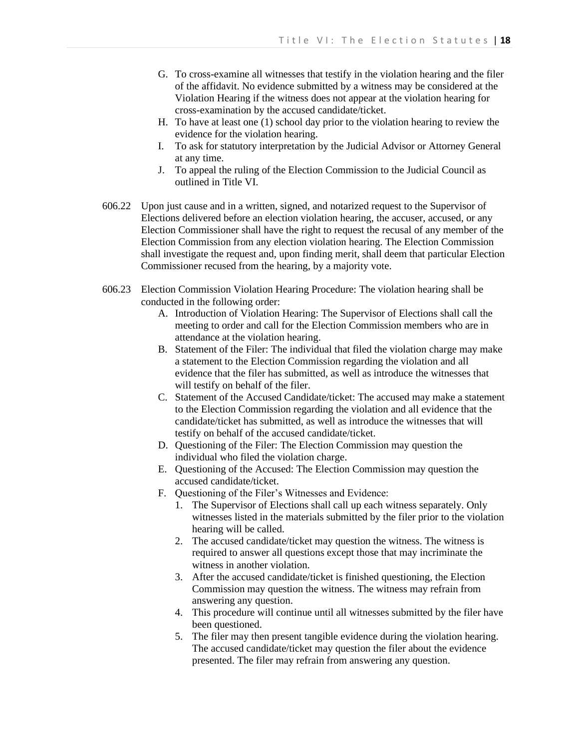G. To cross-examine all witnesses that testify in the violation hearing and the filer of the affidavit. No evidence submitted by a witness may be considered at the Violation Hearing if the witness does not appear at the violation hearing for cross-examination by the accused candidate/ticket.

H. To have at least one (1) school day prior to the violation hearing to review the evidence for the violation hearing.

I. To ask for statutory interpretation by the Judicial Advisor or Attorney General at any time.

J. To appeal the ruling of the Election Commission to the Judicial Council as outlined in Title VI.

606.22 Upon just cause and in a written, signed, and notarized request to the Supervisor of Elections delivered before an election violation hearing, the accuser, accused, or any Election Commissioner shall have the right to request the recusal of any member of the Election Commission from any election violation hearing. The Election Commission shall investigate the request and, upon finding merit, shall deem that particular Election Commissioner recused from the hearing, by a majority vote.

606.23 Election Commission Violation Hearing Procedure: The violation hearing shall be conducted in the following order:

A. Introduction of Violation Hearing: The Supervisor of Elections shall call the meeting to order and call for the Election Commission members who are in attendance at the violation hearing.

B. Statement of the Filer: The individual that filed the violation charge may make a statement to the Election Commission regarding the violation and all evidence that the filer has submitted, as well as introduce the witnesses that will testify on behalf of the filer.

C. Statement of the Accused Candidate/ticket: The accused may make a statement to the Election Commission regarding the violation and all evidence that the candidate/ticket has submitted, as well as introduce the witnesses that will testify on behalf of the accused candidate/ticket.

D. Questioning of the Filer: The Election Commission may question the individual who filed the violation charge.

E. Questioning of the Accused: The Election Commission may question the accused candidate/ticket.

F. Questioning of the Filer's Witnesses and Evidence:

1. The Supervisor of Elections shall call up each witness separately. Only witnesses listed in the materials submitted by the filer prior to the violation hearing will be called.
2. The accused candidate/ticket may question the witness. The witness is required to answer all questions except those that may incriminate the witness in another violation.
3. After the accused candidate/ticket is finished questioning, the Election Commission may question the witness. The witness may refrain from answering any question.
4. This procedure will continue until all witnesses submitted by the filer have been questioned.
5. The filer may then present tangible evidence during the violation hearing. The accused candidate/ticket may question the filer about the evidence presented. The filer may refrain from answering any question.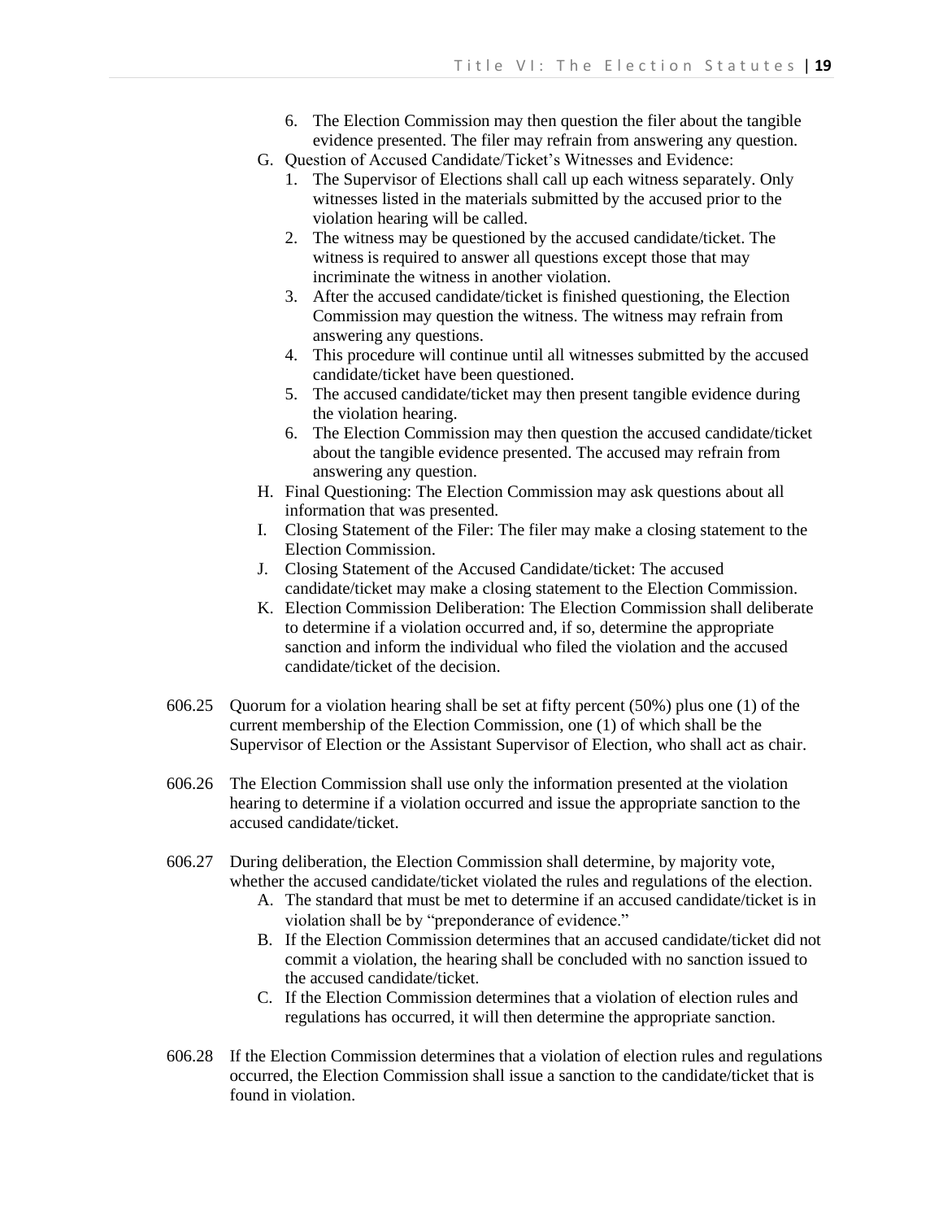6. The Election Commission may then question the filer about the tangible evidence presented. The filer may refrain from answering any question.

G. Question of Accused Candidate/Ticket's Witnesses and Evidence:
   1. The Supervisor of Elections shall call up each witness separately. Only witnesses listed in the materials submitted by the accused prior to the violation hearing will be called.
   2. The witness may be questioned by the accused candidate/ticket. The witness is required to answer all questions except those that may incriminate the witness in another violation.
   3. After the accused candidate/ticket is finished questioning, the Election Commission may question the witness. The witness may refrain from answering any questions.
   4. This procedure will continue until all witnesses submitted by the accused candidate/ticket have been questioned.
   5. The accused candidate/ticket may then present tangible evidence during the violation hearing.
   6. The Election Commission may then question the accused candidate/ticket about the tangible evidence presented. The accused may refrain from answering any question.

H. Final Questioning: The Election Commission may ask questions about all information that was presented.

I. Closing Statement of the Filer: The filer may make a closing statement to the Election Commission.

J. Closing Statement of the Accused Candidate/ticket: The accused candidate/ticket may make a closing statement to the Election Commission.

K. Election Commission Deliberation: The Election Commission shall deliberate to determine if a violation occurred and, if so, determine the appropriate sanction and inform the individual who filed the violation and the accused candidate/ticket of the decision.

606.25 Quorum for a violation hearing shall be set at fifty percent (50%) plus one (1) of the current membership of the Election Commission, one (1) of which shall be the Supervisor of Election or the Assistant Supervisor of Election, who shall act as chair.

606.26 The Election Commission shall use only the information presented at the violation hearing to determine if a violation occurred and issue the appropriate sanction to the accused candidate/ticket.

606.27 During deliberation, the Election Commission shall determine, by majority vote, whether the accused candidate/ticket violated the rules and regulations of the election.

A. The standard that must be met to determine if an accused candidate/ticket is in violation shall be by "preponderance of evidence."

B. If the Election Commission determines that an accused candidate/ticket did not commit a violation, the hearing shall be concluded with no sanction issued to the accused candidate/ticket.

C. If the Election Commission determines that a violation of election rules and regulations has occurred, it will then determine the appropriate sanction.

606.28 If the Election Commission determines that a violation of election rules and regulations occurred, the Election Commission shall issue a sanction to the candidate/ticket that is found in violation.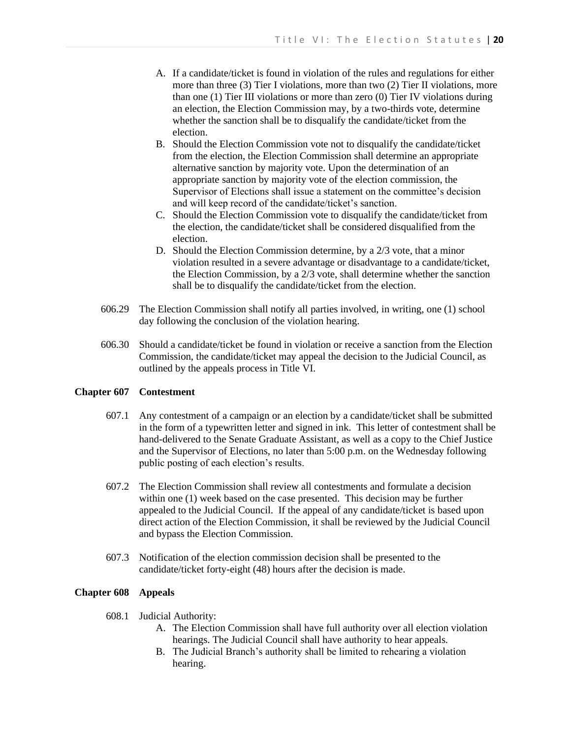A. If a candidate/ticket is found in violation of the rules and regulations for either more than three (3) Tier I violations, more than two (2) Tier II violations, more than one (1) Tier III violations or more than zero (0) Tier IV violations during an election, the Election Commission may, by a two-thirds vote, determine whether the sanction shall be to disqualify the candidate/ticket from the election.
B. Should the Election Commission vote not to disqualify the candidate/ticket from the election, the Election Commission shall determine an appropriate alternative sanction by majority vote. Upon the determination of an appropriate sanction by majority vote of the election commission, the Supervisor of Elections shall issue a statement on the committee's decision and will keep record of the candidate/ticket's sanction.
C. Should the Election Commission vote to disqualify the candidate/ticket from the election, the candidate/ticket shall be considered disqualified from the election.
D. Should the Election Commission determine, by a 2/3 vote, that a minor violation resulted in a severe advantage or disadvantage to a candidate/ticket, the Election Commission, by a 2/3 vote, shall determine whether the sanction shall be to disqualify the candidate/ticket from the election.

606.29 The Election Commission shall notify all parties involved, in writing, one (1) school day following the conclusion of the violation hearing.

606.30 Should a candidate/ticket be found in violation or receive a sanction from the Election Commission, the candidate/ticket may appeal the decision to the Judicial Council, as outlined by the appeals process in Title VI.

## Chapter 607 Contestment

607.1 Any contestment of a campaign or an election by a candidate/ticket shall be submitted in the form of a typewritten letter and signed in ink. This letter of contestment shall be hand-delivered to the Senate Graduate Assistant, as well as a copy to the Chief Justice and the Supervisor of Elections, no later than 5:00 p.m. on the Wednesday following public posting of each election's results.

607.2 The Election Commission shall review all contestments and formulate a decision within one (1) week based on the case presented. This decision may be further appealed to the Judicial Council. If the appeal of any candidate/ticket is based upon direct action of the Election Commission, it shall be reviewed by the Judicial Council and bypass the Election Commission.

607.3 Notification of the election commission decision shall be presented to the candidate/ticket forty-eight (48) hours after the decision is made.

## Chapter 608 Appeals

608.1 Judicial Authority:

A. The Election Commission shall have full authority over all election violation hearings. The Judicial Council shall have authority to hear appeals.
B. The Judicial Branch's authority shall be limited to rehearing a violation hearing.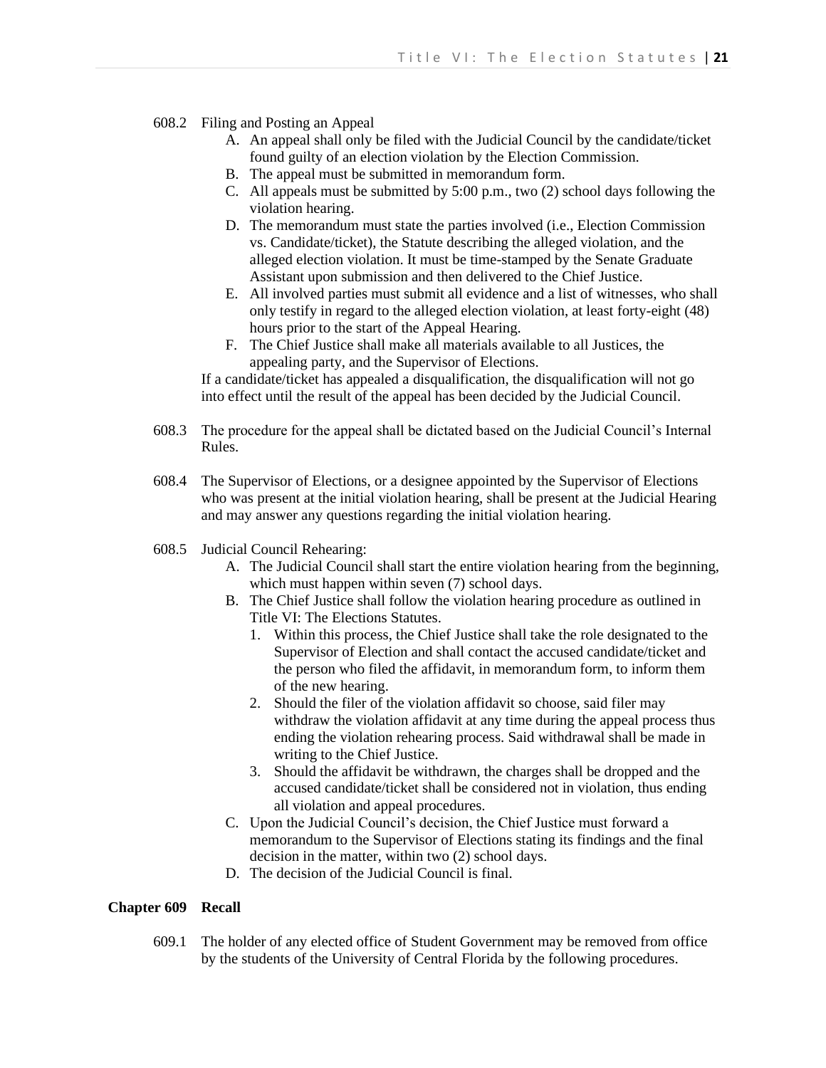608.2 Filing and Posting an Appeal

A. An appeal shall only be filed with the Judicial Council by the candidate/ticket found guilty of an election violation by the Election Commission.
B. The appeal must be submitted in memorandum form.
C. All appeals must be submitted by 5:00 p.m., two (2) school days following the violation hearing.
D. The memorandum must state the parties involved (i.e., Election Commission vs. Candidate/ticket), the Statute describing the alleged violation, and the alleged election violation. It must be time-stamped by the Senate Graduate Assistant upon submission and then delivered to the Chief Justice.
E. All involved parties must submit all evidence and a list of witnesses, who shall only testify in regard to the alleged election violation, at least forty-eight (48) hours prior to the start of the Appeal Hearing.
F. The Chief Justice shall make all materials available to all Justices, the appealing party, and the Supervisor of Elections.

If a candidate/ticket has appealed a disqualification, the disqualification will not go into effect until the result of the appeal has been decided by the Judicial Council.

608.3 The procedure for the appeal shall be dictated based on the Judicial Council's Internal Rules.

608.4 The Supervisor of Elections, or a designee appointed by the Supervisor of Elections who was present at the initial violation hearing, shall be present at the Judicial Hearing and may answer any questions regarding the initial violation hearing.

608.5 Judicial Council Rehearing:

A. The Judicial Council shall start the entire violation hearing from the beginning, which must happen within seven (7) school days.
B. The Chief Justice shall follow the violation hearing procedure as outlined in Title VI: The Elections Statutes.
   1. Within this process, the Chief Justice shall take the role designated to the Supervisor of Election and shall contact the accused candidate/ticket and the person who filed the affidavit, in memorandum form, to inform them of the new hearing.
   2. Should the filer of the violation affidavit so choose, said filer may withdraw the violation affidavit at any time during the appeal process thus ending the violation rehearing process. Said withdrawal shall be made in writing to the Chief Justice.
   3. Should the affidavit be withdrawn, the charges shall be dropped and the accused candidate/ticket shall be considered not in violation, thus ending all violation and appeal procedures.
C. Upon the Judicial Council's decision, the Chief Justice must forward a memorandum to the Supervisor of Elections stating its findings and the final decision in the matter, within two (2) school days.
D. The decision of the Judicial Council is final.

## Chapter 609 Recall

609.1 The holder of any elected office of Student Government may be removed from office by the students of the University of Central Florida by the following procedures.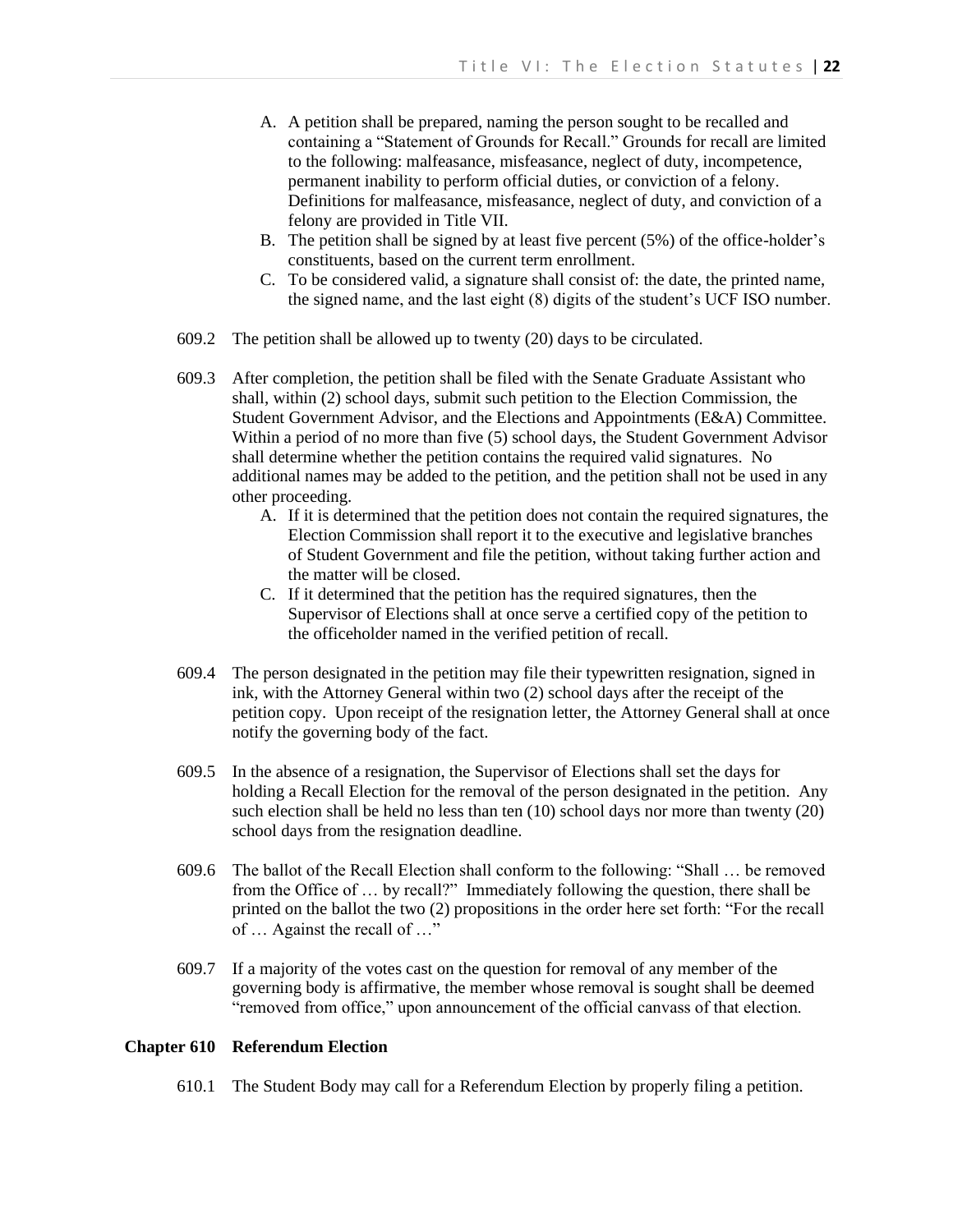A. A petition shall be prepared, naming the person sought to be recalled and containing a "Statement of Grounds for Recall." Grounds for recall are limited to the following: malfeasance, misfeasance, neglect of duty, incompetence, permanent inability to perform official duties, or conviction of a felony. Definitions for malfeasance, misfeasance, neglect of duty, and conviction of a felony are provided in Title VII.

B. The petition shall be signed by at least five percent (5%) of the office-holder's constituents, based on the current term enrollment.

C. To be considered valid, a signature shall consist of: the date, the printed name, the signed name, and the last eight (8) digits of the student's UCF ISO number.

609.2 The petition shall be allowed up to twenty (20) days to be circulated.

609.3 After completion, the petition shall be filed with the Senate Graduate Assistant who shall, within (2) school days, submit such petition to the Election Commission, the Student Government Advisor, and the Elections and Appointments (E&A) Committee. Within a period of no more than five (5) school days, the Student Government Advisor shall determine whether the petition contains the required valid signatures. No additional names may be added to the petition, and the petition shall not be used in any other proceeding.

A. If it is determined that the petition does not contain the required signatures, the Election Commission shall report it to the executive and legislative branches of Student Government and file the petition, without taking further action and the matter will be closed.

C. If it determined that the petition has the required signatures, then the Supervisor of Elections shall at once serve a certified copy of the petition to the officeholder named in the verified petition of recall.

609.4 The person designated in the petition may file their typewritten resignation, signed in ink, with the Attorney General within two (2) school days after the receipt of the petition copy. Upon receipt of the resignation letter, the Attorney General shall at once notify the governing body of the fact.

609.5 In the absence of a resignation, the Supervisor of Elections shall set the days for holding a Recall Election for the removal of the person designated in the petition. Any such election shall be held no less than ten (10) school days nor more than twenty (20) school days from the resignation deadline.

609.6 The ballot of the Recall Election shall conform to the following: "Shall … be removed from the Office of … by recall?" Immediately following the question, there shall be printed on the ballot the two (2) propositions in the order here set forth: "For the recall of … Against the recall of …"

609.7 If a majority of the votes cast on the question for removal of any member of the governing body is affirmative, the member whose removal is sought shall be deemed "removed from office," upon announcement of the official canvass of that election.

## Chapter 610 Referendum Election

610.1 The Student Body may call for a Referendum Election by properly filing a petition.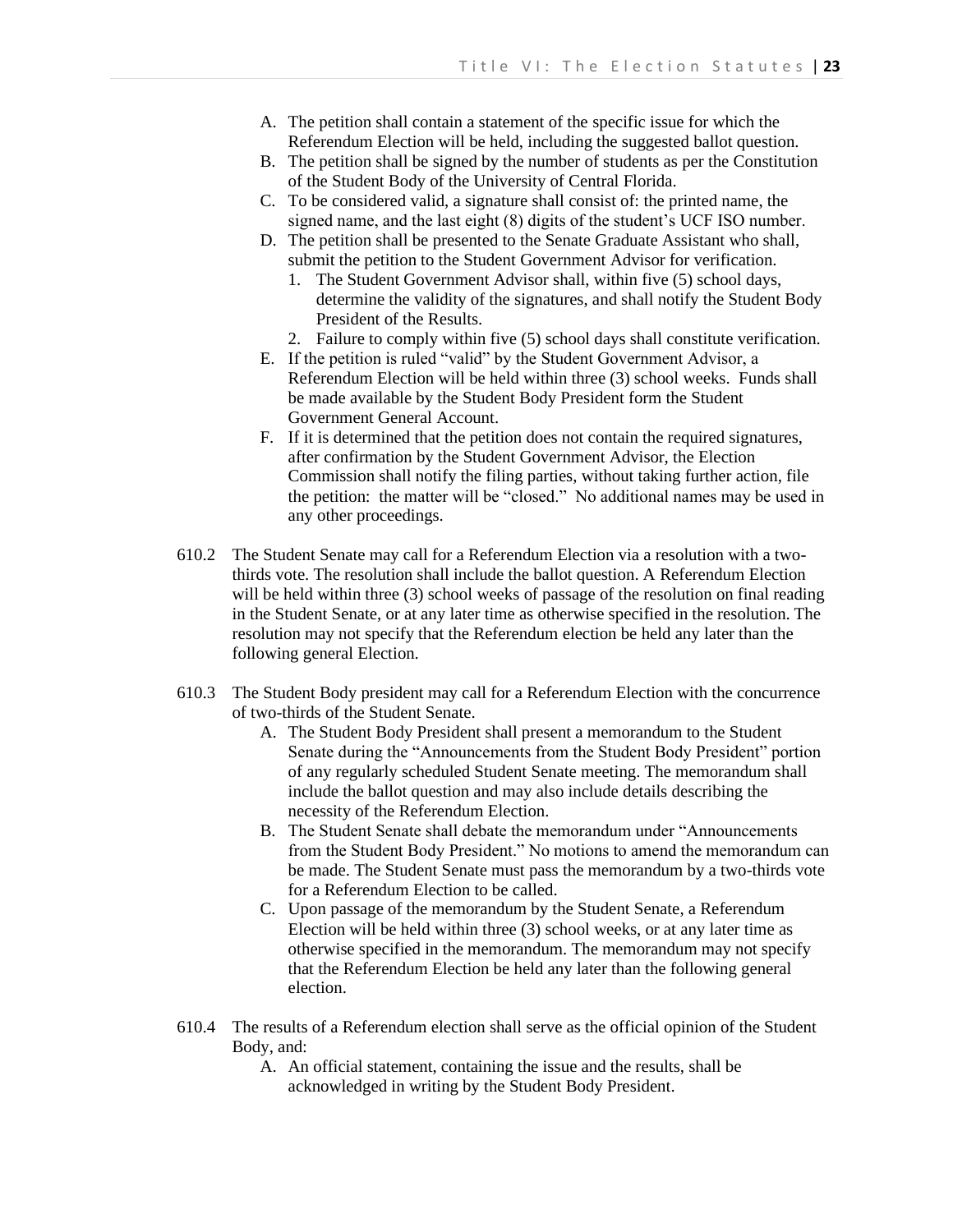A. The petition shall contain a statement of the specific issue for which the Referendum Election will be held, including the suggested ballot question.
B. The petition shall be signed by the number of students as per the Constitution of the Student Body of the University of Central Florida.
C. To be considered valid, a signature shall consist of: the printed name, the signed name, and the last eight (8) digits of the student's UCF ISO number.
D. The petition shall be presented to the Senate Graduate Assistant who shall, submit the petition to the Student Government Advisor for verification.
   1. The Student Government Advisor shall, within five (5) school days, determine the validity of the signatures, and shall notify the Student Body President of the Results.
   2. Failure to comply within five (5) school days shall constitute verification.
E. If the petition is ruled "valid" by the Student Government Advisor, a Referendum Election will be held within three (3) school weeks. Funds shall be made available by the Student Body President form the Student Government General Account.
F. If it is determined that the petition does not contain the required signatures, after confirmation by the Student Government Advisor, the Election Commission shall notify the filing parties, without taking further action, file the petition: the matter will be "closed." No additional names may be used in any other proceedings.

610.2 The Student Senate may call for a Referendum Election via a resolution with a two-thirds vote. The resolution shall include the ballot question. A Referendum Election will be held within three (3) school weeks of passage of the resolution on final reading in the Student Senate, or at any later time as otherwise specified in the resolution. The resolution may not specify that the Referendum election be held any later than the following general Election.

610.3 The Student Body president may call for a Referendum Election with the concurrence of two-thirds of the Student Senate.

A. The Student Body President shall present a memorandum to the Student Senate during the "Announcements from the Student Body President" portion of any regularly scheduled Student Senate meeting. The memorandum shall include the ballot question and may also include details describing the necessity of the Referendum Election.
B. The Student Senate shall debate the memorandum under "Announcements from the Student Body President." No motions to amend the memorandum can be made. The Student Senate must pass the memorandum by a two-thirds vote for a Referendum Election to be called.
C. Upon passage of the memorandum by the Student Senate, a Referendum Election will be held within three (3) school weeks, or at any later time as otherwise specified in the memorandum. The memorandum may not specify that the Referendum Election be held any later than the following general election.

610.4 The results of a Referendum election shall serve as the official opinion of the Student Body, and:

A. An official statement, containing the issue and the results, shall be acknowledged in writing by the Student Body President.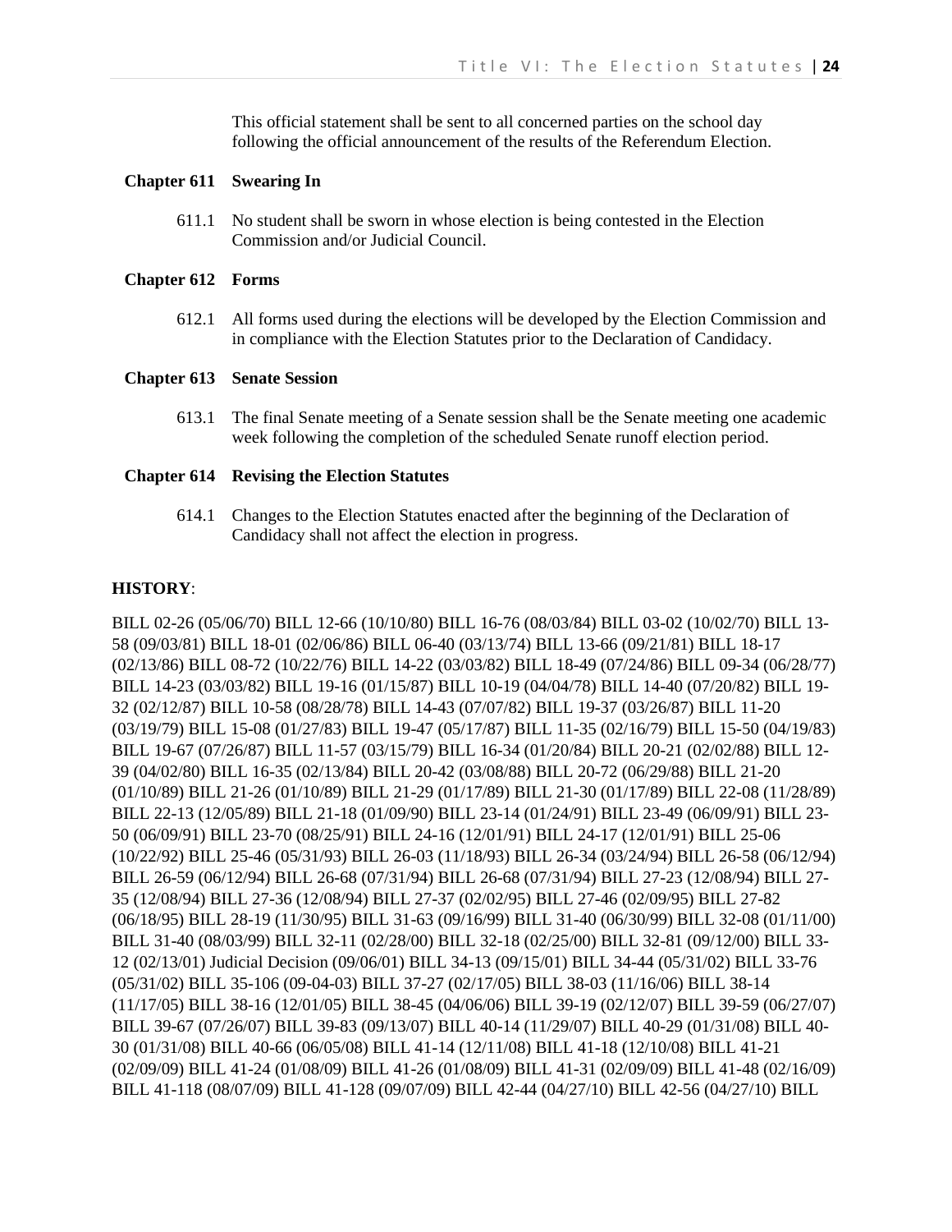This official statement shall be sent to all concerned parties on the school day following the official announcement of the results of the Referendum Election.

**Chapter 611 Swearing In**

611.1 No student shall be sworn in whose election is being contested in the Election Commission and/or Judicial Council.

**Chapter 612 Forms**

612.1 All forms used during the elections will be developed by the Election Commission and in compliance with the Election Statutes prior to the Declaration of Candidacy.

**Chapter 613 Senate Session**

613.1 The final Senate meeting of a Senate session shall be the Senate meeting one academic week following the completion of the scheduled Senate runoff election period.

**Chapter 614 Revising the Election Statutes**

614.1 Changes to the Election Statutes enacted after the beginning of the Declaration of Candidacy shall not affect the election in progress.

**HISTORY**:

BILL 02-26 (05/06/70) BILL 12-66 (10/10/80) BILL 16-76 (08/03/84) BILL 03-02 (10/02/70) BILL 13-58 (09/03/81) BILL 18-01 (02/06/86) BILL 06-40 (03/13/74) BILL 13-66 (09/21/81) BILL 18-17 (02/13/86) BILL 08-72 (10/22/76) BILL 14-22 (03/03/82) BILL 18-49 (07/24/86) BILL 09-34 (06/28/77) BILL 14-23 (03/03/82) BILL 19-16 (01/15/87) BILL 10-19 (04/04/78) BILL 14-40 (07/20/82) BILL 19-32 (02/12/87) BILL 10-58 (08/28/78) BILL 14-43 (07/07/82) BILL 19-37 (03/26/87) BILL 11-20 (03/19/79) BILL 15-08 (01/27/83) BILL 19-47 (05/17/87) BILL 11-35 (02/16/79) BILL 15-50 (04/19/83) BILL 19-67 (07/26/87) BILL 11-57 (03/15/79) BILL 16-34 (01/20/84) BILL 20-21 (02/02/88) BILL 12-39 (04/02/80) BILL 16-35 (02/13/84) BILL 20-42 (03/08/88) BILL 20-72 (06/29/88) BILL 21-20 (01/10/89) BILL 21-26 (01/10/89) BILL 21-29 (01/17/89) BILL 21-30 (01/17/89) BILL 22-08 (11/28/89) BILL 22-13 (12/05/89) BILL 21-18 (01/09/90) BILL 23-14 (01/24/91) BILL 23-49 (06/09/91) BILL 23-50 (06/09/91) BILL 23-70 (08/25/91) BILL 24-16 (12/01/91) BILL 24-17 (12/01/91) BILL 25-06 (10/22/92) BILL 25-46 (05/31/93) BILL 26-03 (11/18/93) BILL 26-34 (03/24/94) BILL 26-58 (06/12/94) BILL 26-59 (06/12/94) BILL 26-68 (07/31/94) BILL 26-68 (07/31/94) BILL 27-23 (12/08/94) BILL 27-35 (12/08/94) BILL 27-36 (12/08/94) BILL 27-37 (02/02/95) BILL 27-46 (02/09/95) BILL 27-82 (06/18/95) BILL 28-19 (11/30/95) BILL 31-63 (09/16/99) BILL 31-40 (06/30/99) BILL 32-08 (01/11/00) BILL 31-40 (08/03/99) BILL 32-11 (02/28/00) BILL 32-18 (02/25/00) BILL 32-81 (09/12/00) BILL 33-12 (02/13/01) Judicial Decision (09/06/01) BILL 34-13 (09/15/01) BILL 34-44 (05/31/02) BILL 33-76 (05/31/02) BILL 35-106 (09-04-03) BILL 37-27 (02/17/05) BILL 38-03 (11/16/06) BILL 38-14 (11/17/05) BILL 38-16 (12/01/05) BILL 38-45 (04/06/06) BILL 39-19 (02/12/07) BILL 39-59 (06/27/07) BILL 39-67 (07/26/07) BILL 39-83 (09/13/07) BILL 40-14 (11/29/07) BILL 40-29 (01/31/08) BILL 40-30 (01/31/08) BILL 40-66 (06/05/08) BILL 41-14 (12/11/08) BILL 41-18 (12/10/08) BILL 41-21 (02/09/09) BILL 41-24 (01/08/09) BILL 41-26 (01/08/09) BILL 41-31 (02/09/09) BILL 41-48 (02/16/09) BILL 41-118 (08/07/09) BILL 41-128 (09/07/09) BILL 42-44 (04/27/10) BILL 42-56 (04/27/10) BILL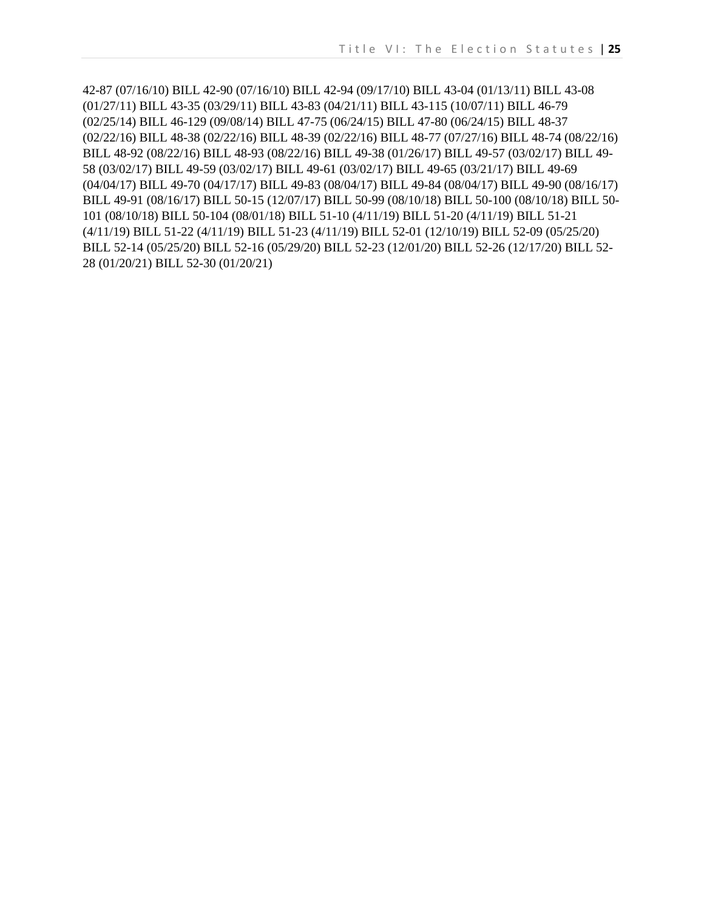42-87 (07/16/10) BILL 42-90 (07/16/10) BILL 42-94 (09/17/10) BILL 43-04 (01/13/11) BILL 43-08 (01/27/11) BILL 43-35 (03/29/11) BILL 43-83 (04/21/11) BILL 43-115 (10/07/11) BILL 46-79 (02/25/14) BILL 46-129 (09/08/14) BILL 47-75 (06/24/15) BILL 47-80 (06/24/15) BILL 48-37 (02/22/16) BILL 48-38 (02/22/16) BILL 48-39 (02/22/16) BILL 48-77 (07/27/16) BILL 48-74 (08/22/16) BILL 48-92 (08/22/16) BILL 48-93 (08/22/16) BILL 49-38 (01/26/17) BILL 49-57 (03/02/17) BILL 49-58 (03/02/17) BILL 49-59 (03/02/17) BILL 49-61 (03/02/17) BILL 49-65 (03/21/17) BILL 49-69 (04/04/17) BILL 49-70 (04/17/17) BILL 49-83 (08/04/17) BILL 49-84 (08/04/17) BILL 49-90 (08/16/17) BILL 49-91 (08/16/17) BILL 50-15 (12/07/17) BILL 50-99 (08/10/18) BILL 50-100 (08/10/18) BILL 50-101 (08/10/18) BILL 50-104 (08/01/18) BILL 51-10 (4/11/19) BILL 51-20 (4/11/19) BILL 51-21 (4/11/19) BILL 51-22 (4/11/19) BILL 51-23 (4/11/19) BILL 52-01 (12/10/19) BILL 52-09 (05/25/20) BILL 52-14 (05/25/20) BILL 52-16 (05/29/20) BILL 52-23 (12/01/20) BILL 52-26 (12/17/20) BILL 52-28 (01/20/21) BILL 52-30 (01/20/21)